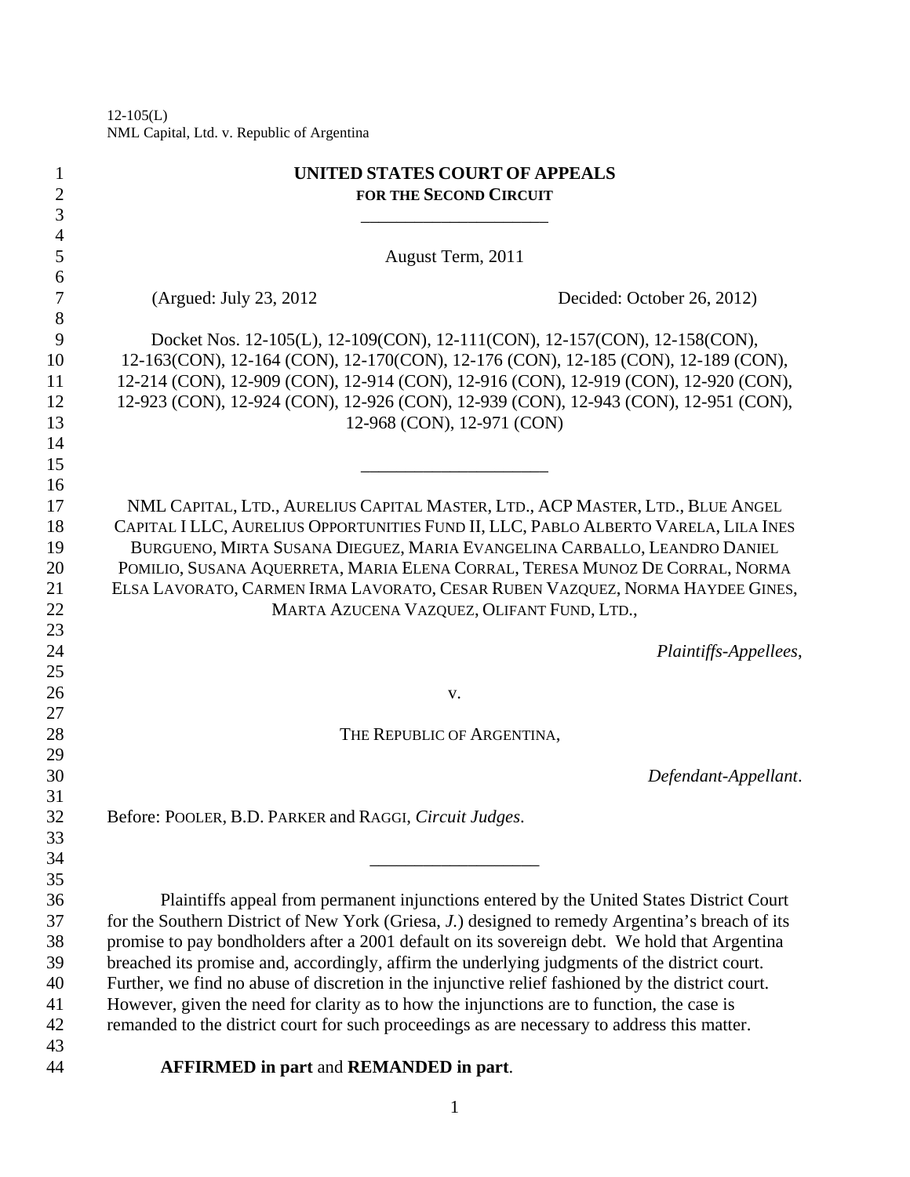12-105(L)
NML Capital, Ltd. v. Republic of Argentina

# UNITED STATES COURT OF APPEALS
## FOR THE SECOND CIRCUIT

August Term, 2011

(Argued: July 23, 2012) Decided: October 26, 2012)

Docket Nos. 12-105(L), 12-109(CON), 12-111(CON), 12-157(CON), 12-158(CON), 12-163(CON), 12-164 (CON), 12-170(CON), 12-176 (CON), 12-185 (CON), 12-189 (CON), 12-214 (CON), 12-909 (CON), 12-914 (CON), 12-916 (CON), 12-919 (CON), 12-920 (CON), 12-923 (CON), 12-924 (CON), 12-926 (CON), 12-939 (CON), 12-943 (CON), 12-951 (CON), 12-968 (CON), 12-971 (CON)

NML CAPITAL, LTD., AURELIUS CAPITAL MASTER, LTD., ACP MASTER, LTD., BLUE ANGEL CAPITAL I LLC, AURELIUS OPPORTUNITIES FUND II, LLC, PABLO ALBERTO VARELA, LILA INES BURGUENO, MIRTA SUSANA DIEGUEZ, MARIA EVANGELINA CARBALLO, LEANDRO DANIEL POMILIO, SUSANA AQUERRETA, MARIA ELENA CORRAL, TERESA MUNOZ DE CORRAL, NORMA ELSA LAVORATO, CARMEN IRMA LAVORATO, CESAR RUBEN VAZQUEZ, NORMA HAYDEE GINES, MARTA AZUCENA VAZQUEZ, OLIFANT FUND, LTD.,

*Plaintiffs-Appellees*,

v.

THE REPUBLIC OF ARGENTINA,

*Defendant-Appellant*.

Before: POOLER, B.D. PARKER and RAGGI, *Circuit Judges*.

Plaintiffs appeal from permanent injunctions entered by the United States District Court for the Southern District of New York (Griesa, *J.*) designed to remedy Argentina's breach of its promise to pay bondholders after a 2001 default on its sovereign debt. We hold that Argentina breached its promise and, accordingly, affirm the underlying judgments of the district court. Further, we find no abuse of discretion in the injunctive relief fashioned by the district court. However, given the need for clarity as to how the injunctions are to function, the case is remanded to the district court for such proceedings as are necessary to address this matter.

**AFFIRMED in part** and **REMANDED in part**.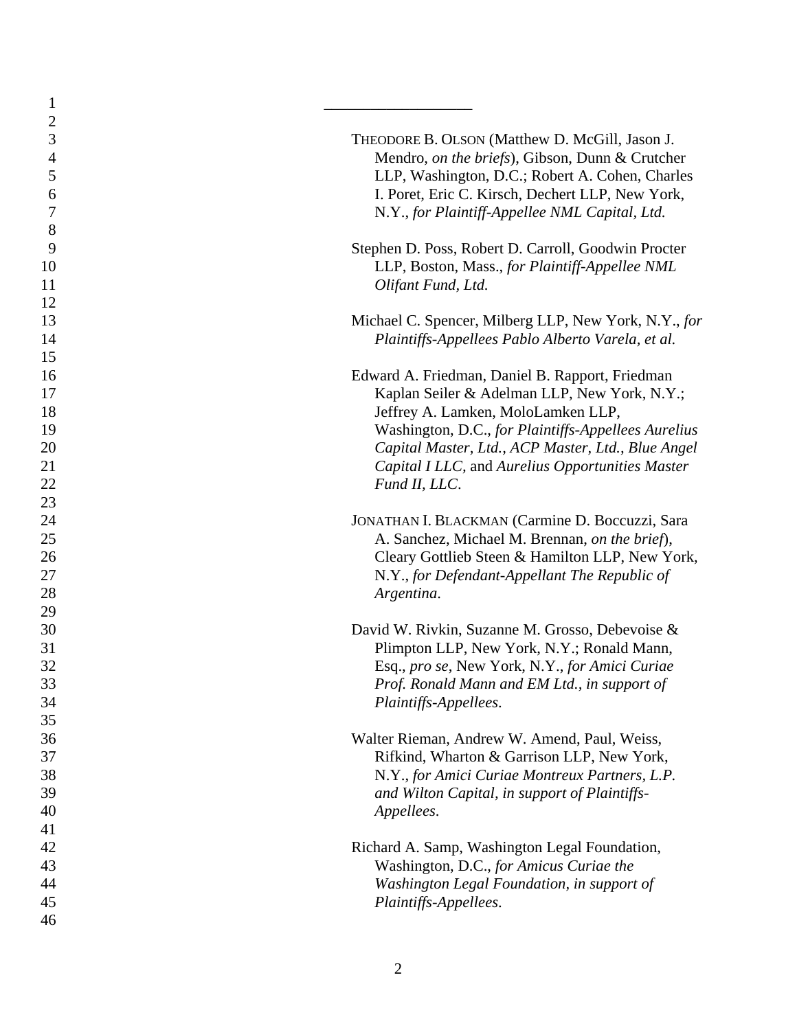\_\_\_\_\_\_\_\_\_\_\_\_\_\_\_\_\_\_

THEODORE B. OLSON (Matthew D. McGill, Jason J. Mendro, *on the briefs*), Gibson, Dunn & Crutcher LLP, Washington, D.C.; Robert A. Cohen, Charles I. Poret, Eric C. Kirsch, Dechert LLP, New York, N.Y., *for Plaintiff-Appellee NML Capital, Ltd.*

Stephen D. Poss, Robert D. Carroll, Goodwin Procter LLP, Boston, Mass., *for Plaintiff-Appellee NML Olifant Fund, Ltd.*

Michael C. Spencer, Milberg LLP, New York, N.Y., *for Plaintiffs-Appellees Pablo Alberto Varela, et al.*

Edward A. Friedman, Daniel B. Rapport, Friedman Kaplan Seiler & Adelman LLP, New York, N.Y.; Jeffrey A. Lamken, MoloLamken LLP, Washington, D.C., *for Plaintiffs-Appellees Aurelius Capital Master, Ltd., ACP Master, Ltd., Blue Angel Capital I LLC,* and *Aurelius Opportunities Master Fund II, LLC*.

JONATHAN I. BLACKMAN (Carmine D. Boccuzzi, Sara A. Sanchez, Michael M. Brennan, *on the brief*), Cleary Gottlieb Steen & Hamilton LLP, New York, N.Y., *for Defendant-Appellant The Republic of Argentina*.

David W. Rivkin, Suzanne M. Grosso, Debevoise & Plimpton LLP, New York, N.Y.; Ronald Mann, Esq., *pro se*, New York, N.Y., *for Amici Curiae Prof. Ronald Mann and EM Ltd., in support of Plaintiffs-Appellees*.

Walter Rieman, Andrew W. Amend, Paul, Weiss, Rifkind, Wharton & Garrison LLP, New York, N.Y., *for Amici Curiae Montreux Partners, L.P. and Wilton Capital, in support of Plaintiffs-Appellees*.

Richard A. Samp, Washington Legal Foundation, Washington, D.C., *for Amicus Curiae the Washington Legal Foundation, in support of Plaintiffs-Appellees*.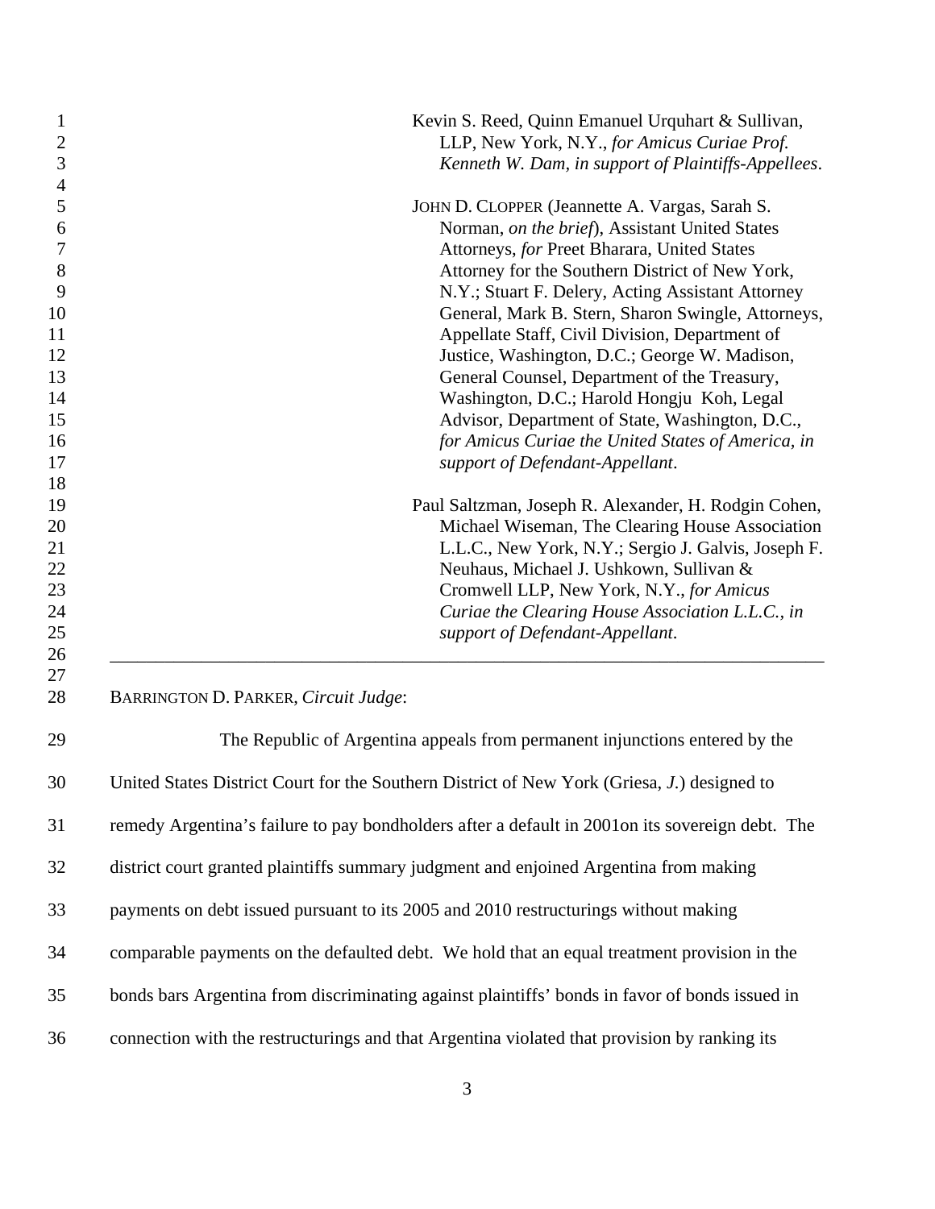Kevin S. Reed, Quinn Emanuel Urquhart & Sullivan, LLP, New York, N.Y., *for Amicus Curiae Prof. Kenneth W. Dam, in support of Plaintiffs-Appellees*.

JOHN D. CLOPPER (Jeannette A. Vargas, Sarah S. Norman, *on the brief*), Assistant United States Attorneys, *for* Preet Bharara, United States Attorney for the Southern District of New York, N.Y.; Stuart F. Delery, Acting Assistant Attorney General, Mark B. Stern, Sharon Swingle, Attorneys, Appellate Staff, Civil Division, Department of Justice, Washington, D.C.; George W. Madison, General Counsel, Department of the Treasury, Washington, D.C.; Harold Hongju Koh, Legal Advisor, Department of State, Washington, D.C., *for Amicus Curiae the United States of America, in support of Defendant-Appellant*.

Paul Saltzman, Joseph R. Alexander, H. Rodgin Cohen, Michael Wiseman, The Clearing House Association L.L.C., New York, N.Y.; Sergio J. Galvis, Joseph F. Neuhaus, Michael J. Ushkown, Sullivan & Cromwell LLP, New York, N.Y., *for Amicus Curiae the Clearing House Association L.L.C., in support of Defendant-Appellant*.

---

BARRINGTON D. PARKER, *Circuit Judge*:

The Republic of Argentina appeals from permanent injunctions entered by the United States District Court for the Southern District of New York (Griesa, *J.*) designed to remedy Argentina's failure to pay bondholders after a default in 2001on its sovereign debt. The district court granted plaintiffs summary judgment and enjoined Argentina from making payments on debt issued pursuant to its 2005 and 2010 restructurings without making comparable payments on the defaulted debt. We hold that an equal treatment provision in the bonds bars Argentina from discriminating against plaintiffs' bonds in favor of bonds issued in connection with the restructurings and that Argentina violated that provision by ranking its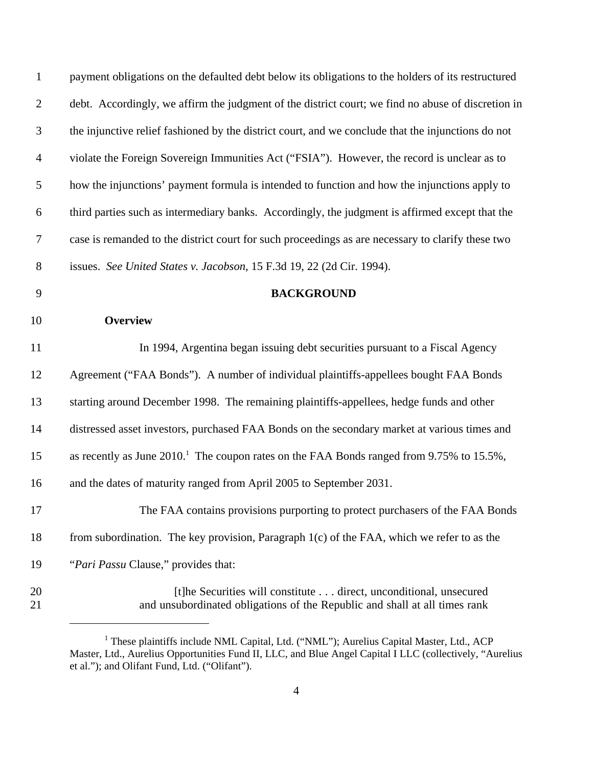payment obligations on the defaulted debt below its obligations to the holders of its restructured debt. Accordingly, we affirm the judgment of the district court; we find no abuse of discretion in the injunctive relief fashioned by the district court, and we conclude that the injunctions do not violate the Foreign Sovereign Immunities Act ("FSIA"). However, the record is unclear as to how the injunctions' payment formula is intended to function and how the injunctions apply to third parties such as intermediary banks. Accordingly, the judgment is affirmed except that the case is remanded to the district court for such proceedings as are necessary to clarify these two issues. *See United States v. Jacobson*, 15 F.3d 19, 22 (2d Cir. 1994).

## BACKGROUND

### Overview

In 1994, Argentina began issuing debt securities pursuant to a Fiscal Agency Agreement ("FAA Bonds"). A number of individual plaintiffs-appellees bought FAA Bonds starting around December 1998. The remaining plaintiffs-appellees, hedge funds and other distressed asset investors, purchased FAA Bonds on the secondary market at various times and as recently as June 2010.[1] The coupon rates on the FAA Bonds ranged from 9.75% to 15.5%, and the dates of maturity ranged from April 2005 to September 2031.

The FAA contains provisions purporting to protect purchasers of the FAA Bonds from subordination. The key provision, Paragraph 1(c) of the FAA, which we refer to as the "*Pari Passu* Clause," provides that:

> [t]he Securities will constitute . . . direct, unconditional, unsecured and unsubordinated obligations of the Republic and shall at all times rank

---

[1] These plaintiffs include NML Capital, Ltd. ("NML"); Aurelius Capital Master, Ltd., ACP Master, Ltd., Aurelius Opportunities Fund II, LLC, and Blue Angel Capital I LLC (collectively, "Aurelius et al."); and Olifant Fund, Ltd. ("Olifant").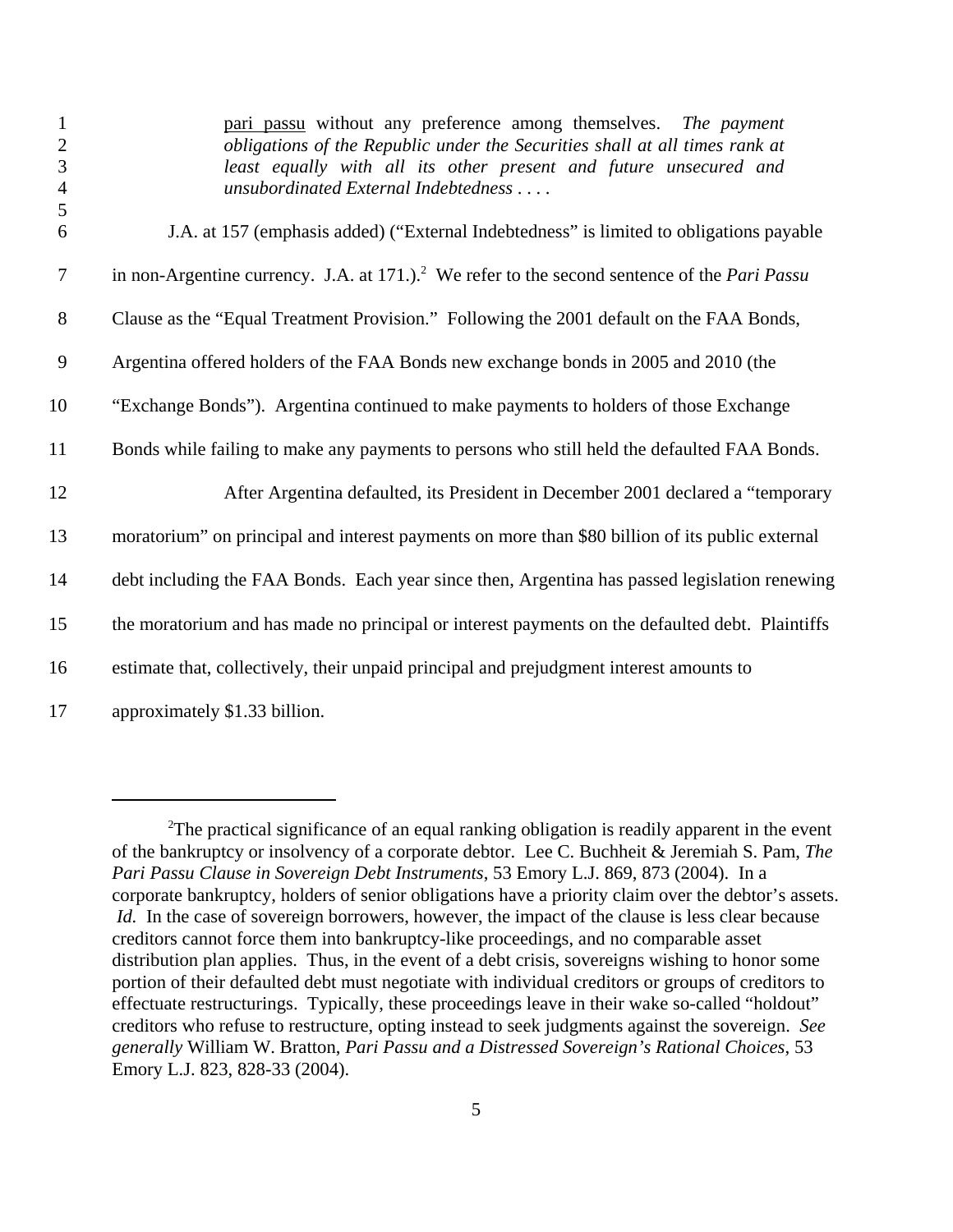> pari passu without any preference among themselves. *The payment obligations of the Republic under the Securities shall at all times rank at least equally with all its other present and future unsecured and unsubordinated External Indebtedness . . . .*

J.A. at 157 (emphasis added) ("External Indebtedness" is limited to obligations payable in non-Argentine currency. J.A. at 171.).[2] We refer to the second sentence of the *Pari Passu* Clause as the "Equal Treatment Provision." Following the 2001 default on the FAA Bonds, Argentina offered holders of the FAA Bonds new exchange bonds in 2005 and 2010 (the "Exchange Bonds"). Argentina continued to make payments to holders of those Exchange Bonds while failing to make any payments to persons who still held the defaulted FAA Bonds.

After Argentina defaulted, its President in December 2001 declared a "temporary moratorium" on principal and interest payments on more than $80 billion of its public external debt including the FAA Bonds. Each year since then, Argentina has passed legislation renewing the moratorium and has made no principal or interest payments on the defaulted debt. Plaintiffs estimate that, collectively, their unpaid principal and prejudgment interest amounts to approximately $1.33 billion.

---

[2] The practical significance of an equal ranking obligation is readily apparent in the event of the bankruptcy or insolvency of a corporate debtor. Lee C. Buchheit & Jeremiah S. Pam, *The Pari Passu Clause in Sovereign Debt Instruments*, 53 Emory L.J. 869, 873 (2004). In a corporate bankruptcy, holders of senior obligations have a priority claim over the debtor's assets. *Id.* In the case of sovereign borrowers, however, the impact of the clause is less clear because creditors cannot force them into bankruptcy-like proceedings, and no comparable asset distribution plan applies. Thus, in the event of a debt crisis, sovereigns wishing to honor some portion of their defaulted debt must negotiate with individual creditors or groups of creditors to effectuate restructurings. Typically, these proceedings leave in their wake so-called "holdout" creditors who refuse to restructure, opting instead to seek judgments against the sovereign. *See generally* William W. Bratton, *Pari Passu and a Distressed Sovereign's Rational Choices*, 53 Emory L.J. 823, 828-33 (2004).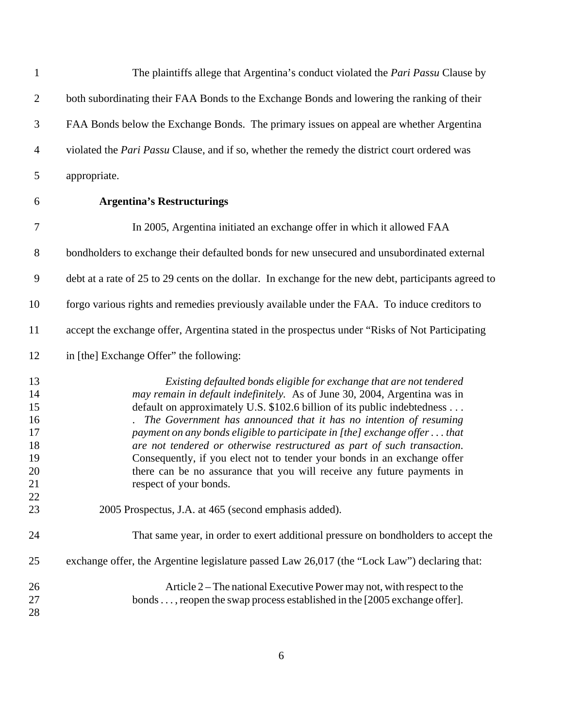The plaintiffs allege that Argentina's conduct violated the *Pari Passu* Clause by both subordinating their FAA Bonds to the Exchange Bonds and lowering the ranking of their FAA Bonds below the Exchange Bonds. The primary issues on appeal are whether Argentina violated the *Pari Passu* Clause, and if so, whether the remedy the district court ordered was appropriate.

**Argentina's Restructurings**

In 2005, Argentina initiated an exchange offer in which it allowed FAA bondholders to exchange their defaulted bonds for new unsecured and unsubordinated external debt at a rate of 25 to 29 cents on the dollar. In exchange for the new debt, participants agreed to forgo various rights and remedies previously available under the FAA. To induce creditors to accept the exchange offer, Argentina stated in the prospectus under "Risks of Not Participating in [the] Exchange Offer" the following:

> *Existing defaulted bonds eligible for exchange that are not tendered may remain in default indefinitely.* As of June 30, 2004, Argentina was in default on approximately U.S. $102.6 billion of its public indebtedness . . . . *The Government has announced that it has no intention of resuming payment on any bonds eligible to participate in [the] exchange offer . . . that are not tendered or otherwise restructured as part of such transaction.* Consequently, if you elect not to tender your bonds in an exchange offer there can be no assurance that you will receive any future payments in respect of your bonds.

2005 Prospectus, J.A. at 465 (second emphasis added).

That same year, in order to exert additional pressure on bondholders to accept the exchange offer, the Argentine legislature passed Law 26,017 (the "Lock Law") declaring that:

> Article 2 – The national Executive Power may not, with respect to the bonds . . . , reopen the swap process established in the [2005 exchange offer].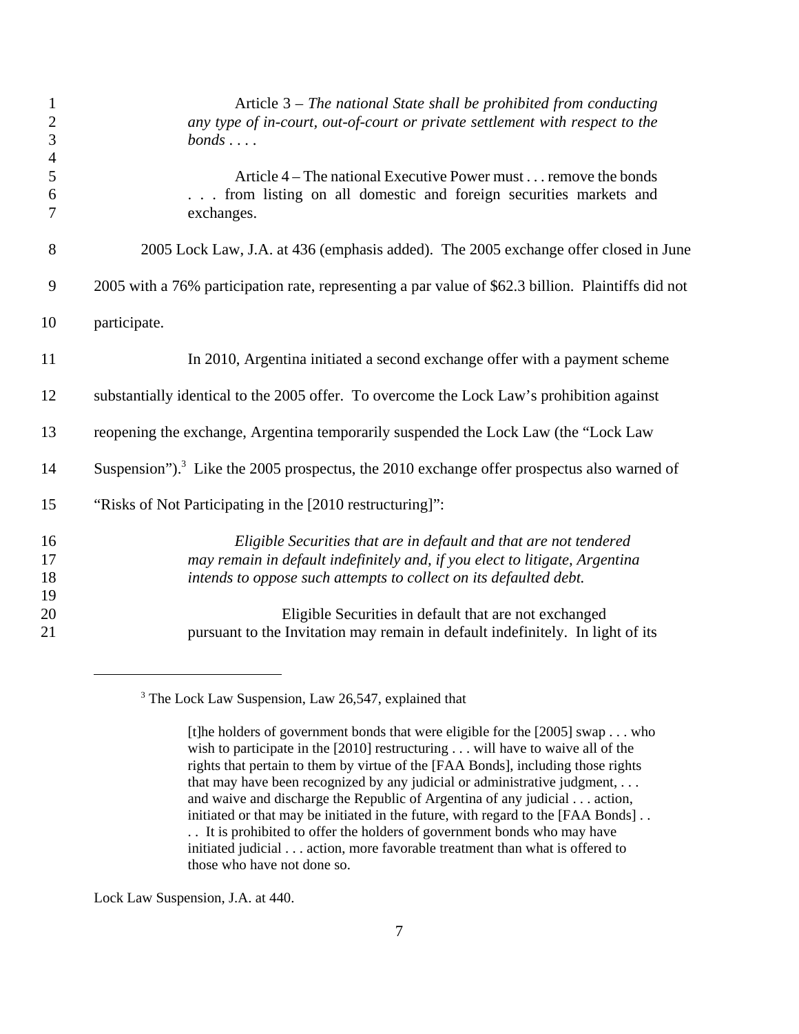> Article 3 – *The national State shall be prohibited from conducting any type of in-court, out-of-court or private settlement with respect to the bonds . . . .*
>
> Article 4 – The national Executive Power must . . . remove the bonds . . . from listing on all domestic and foreign securities markets and exchanges.

2005 Lock Law, J.A. at 436 (emphasis added). The 2005 exchange offer closed in June 2005 with a 76% participation rate, representing a par value of $62.3 billion. Plaintiffs did not participate.

In 2010, Argentina initiated a second exchange offer with a payment scheme substantially identical to the 2005 offer. To overcome the Lock Law's prohibition against reopening the exchange, Argentina temporarily suspended the Lock Law (the "Lock Law Suspension").[3] Like the 2005 prospectus, the 2010 exchange offer prospectus also warned of "Risks of Not Participating in the [2010 restructuring]":

> *Eligible Securities that are in default and that are not tendered may remain in default indefinitely and, if you elect to litigate, Argentina intends to oppose such attempts to collect on its defaulted debt.*
>
> Eligible Securities in default that are not exchanged pursuant to the Invitation may remain in default indefinitely. In light of its

---

[3] The Lock Law Suspension, Law 26,547, explained that

> [t]he holders of government bonds that were eligible for the [2005] swap . . . who wish to participate in the [2010] restructuring . . . will have to waive all of the rights that pertain to them by virtue of the [FAA Bonds], including those rights that may have been recognized by any judicial or administrative judgment, . . . and waive and discharge the Republic of Argentina of any judicial . . . action, initiated or that may be initiated in the future, with regard to the [FAA Bonds] . . . It is prohibited to offer the holders of government bonds who may have initiated judicial . . . action, more favorable treatment than what is offered to those who have not done so.

Lock Law Suspension, J.A. at 440.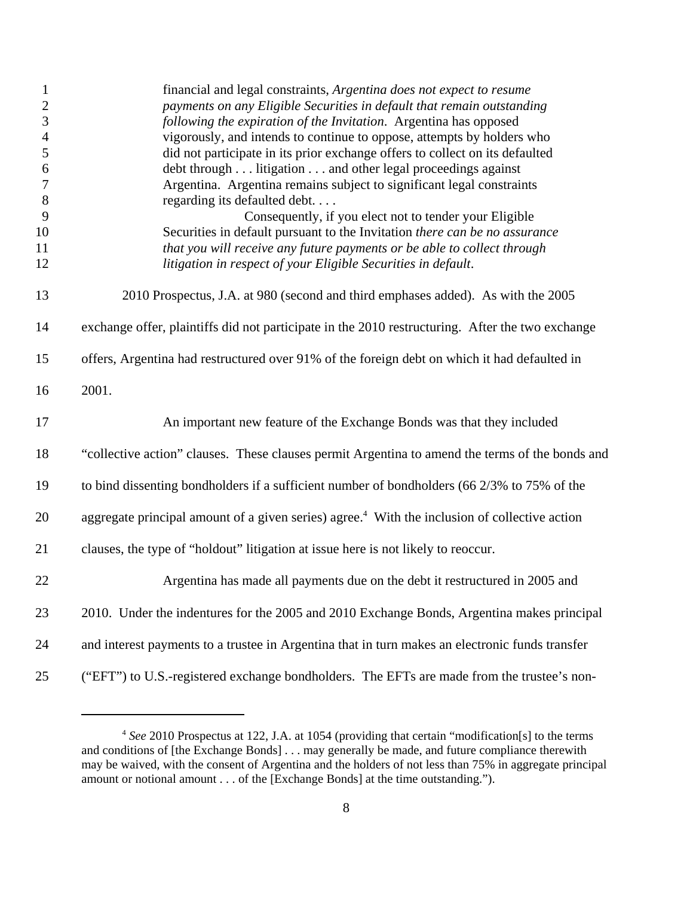> financial and legal constraints, *Argentina does not expect to resume payments on any Eligible Securities in default that remain outstanding following the expiration of the Invitation*. Argentina has opposed vigorously, and intends to continue to oppose, attempts by holders who did not participate in its prior exchange offers to collect on its defaulted debt through . . . litigation . . . and other legal proceedings against Argentina. Argentina remains subject to significant legal constraints regarding its defaulted debt. . . .
>
> Consequently, if you elect not to tender your Eligible Securities in default pursuant to the Invitation *there can be no assurance that you will receive any future payments or be able to collect through litigation in respect of your Eligible Securities in default*.

2010 Prospectus, J.A. at 980 (second and third emphases added). As with the 2005 exchange offer, plaintiffs did not participate in the 2010 restructuring. After the two exchange offers, Argentina had restructured over 91% of the foreign debt on which it had defaulted in 2001.

An important new feature of the Exchange Bonds was that they included "collective action" clauses. These clauses permit Argentina to amend the terms of the bonds and to bind dissenting bondholders if a sufficient number of bondholders (66 2/3% to 75% of the aggregate principal amount of a given series) agree.[4] With the inclusion of collective action clauses, the type of "holdout" litigation at issue here is not likely to reoccur.

Argentina has made all payments due on the debt it restructured in 2005 and 2010. Under the indentures for the 2005 and 2010 Exchange Bonds, Argentina makes principal and interest payments to a trustee in Argentina that in turn makes an electronic funds transfer ("EFT") to U.S.-registered exchange bondholders. The EFTs are made from the trustee's non-

---

[4] *See* 2010 Prospectus at 122, J.A. at 1054 (providing that certain "modification[s] to the terms and conditions of [the Exchange Bonds] . . . may generally be made, and future compliance therewith may be waived, with the consent of Argentina and the holders of not less than 75% in aggregate principal amount or notional amount . . . of the [Exchange Bonds] at the time outstanding.").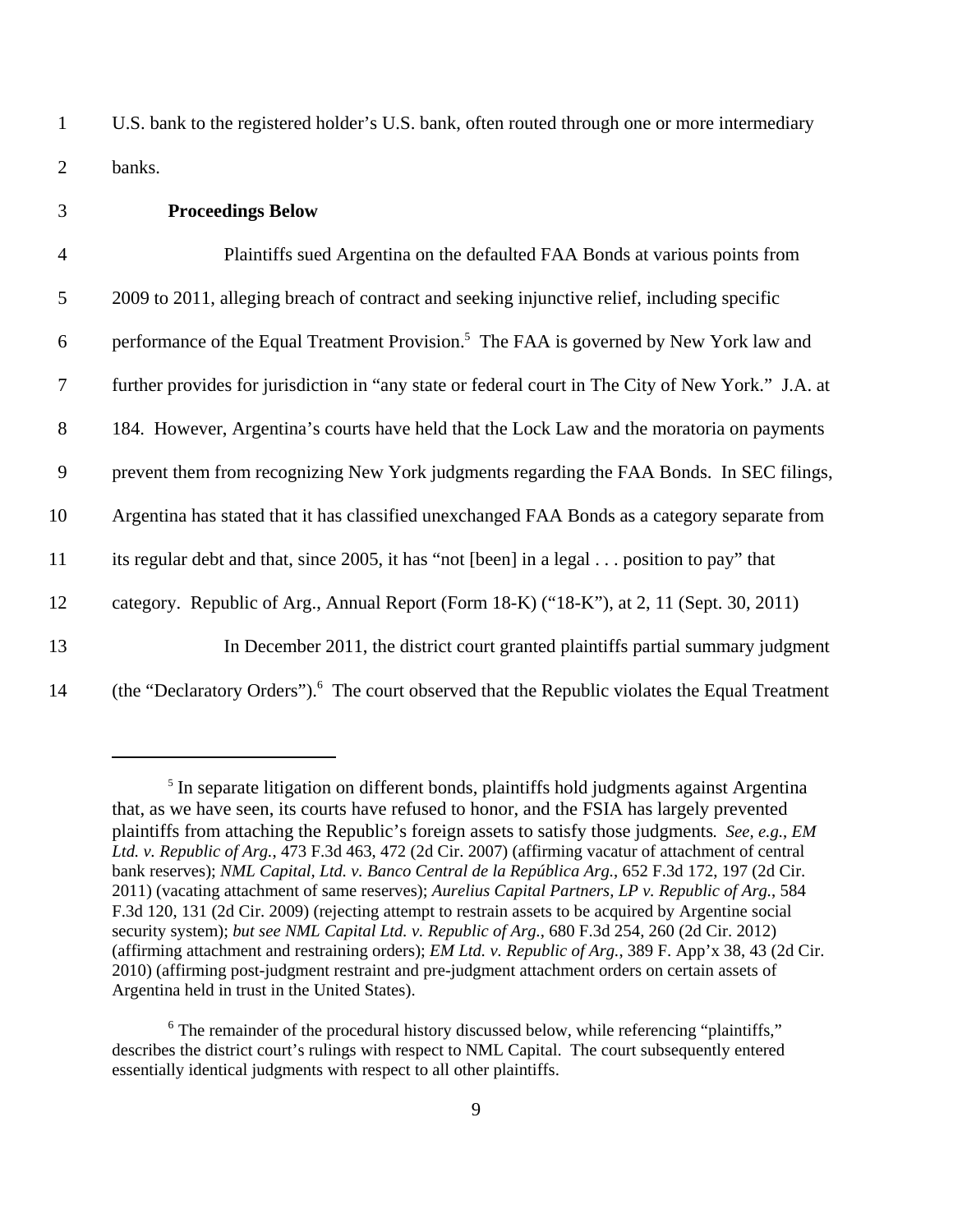U.S. bank to the registered holder's U.S. bank, often routed through one or more intermediary banks.

**Proceedings Below**

Plaintiffs sued Argentina on the defaulted FAA Bonds at various points from 2009 to 2011, alleging breach of contract and seeking injunctive relief, including specific performance of the Equal Treatment Provision.[5] The FAA is governed by New York law and further provides for jurisdiction in "any state or federal court in The City of New York." J.A. at 184. However, Argentina's courts have held that the Lock Law and the moratoria on payments prevent them from recognizing New York judgments regarding the FAA Bonds. In SEC filings, Argentina has stated that it has classified unexchanged FAA Bonds as a category separate from its regular debt and that, since 2005, it has "not [been] in a legal . . . position to pay" that category. Republic of Arg., Annual Report (Form 18-K) ("18-K"), at 2, 11 (Sept. 30, 2011)

In December 2011, the district court granted plaintiffs partial summary judgment (the "Declaratory Orders").[6] The court observed that the Republic violates the Equal Treatment

---

[5] In separate litigation on different bonds, plaintiffs hold judgments against Argentina that, as we have seen, its courts have refused to honor, and the FSIA has largely prevented plaintiffs from attaching the Republic's foreign assets to satisfy those judgments. *See, e.g.*, *EM Ltd. v. Republic of Arg.*, 473 F.3d 463, 472 (2d Cir. 2007) (affirming vacatur of attachment of central bank reserves); *NML Capital, Ltd. v. Banco Central de la República Arg.*, 652 F.3d 172, 197 (2d Cir. 2011) (vacating attachment of same reserves); *Aurelius Capital Partners, LP v. Republic of Arg.*, 584 F.3d 120, 131 (2d Cir. 2009) (rejecting attempt to restrain assets to be acquired by Argentine social security system); *but see NML Capital Ltd. v. Republic of Arg.*, 680 F.3d 254, 260 (2d Cir. 2012) (affirming attachment and restraining orders); *EM Ltd. v. Republic of Arg.*, 389 F. App'x 38, 43 (2d Cir. 2010) (affirming post-judgment restraint and pre-judgment attachment orders on certain assets of Argentina held in trust in the United States).

[6] The remainder of the procedural history discussed below, while referencing "plaintiffs," describes the district court's rulings with respect to NML Capital. The court subsequently entered essentially identical judgments with respect to all other plaintiffs.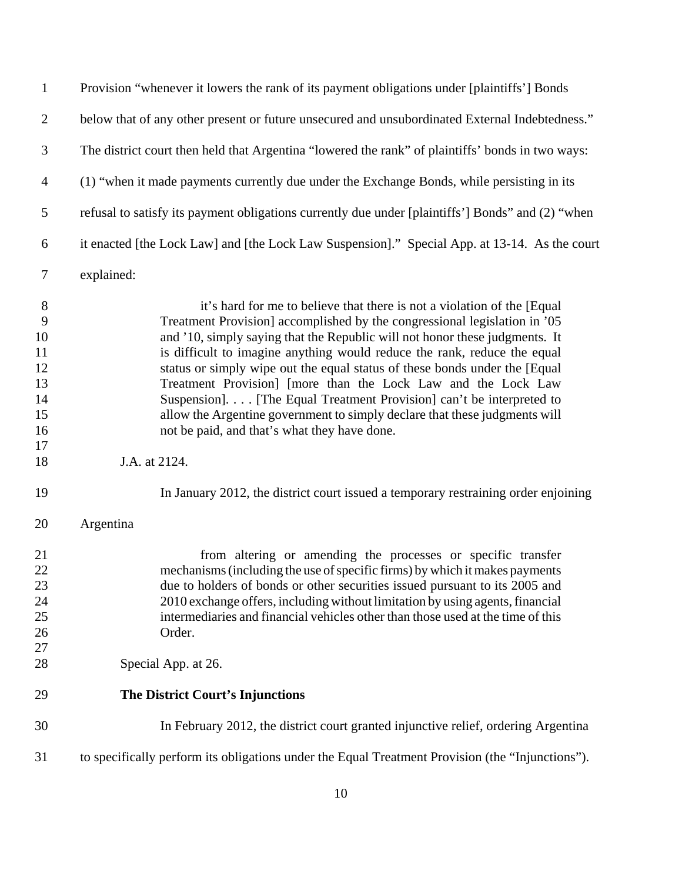Provision "whenever it lowers the rank of its payment obligations under [plaintiffs'] Bonds below that of any other present or future unsecured and unsubordinated External Indebtedness." The district court then held that Argentina "lowered the rank" of plaintiffs' bonds in two ways: (1) "when it made payments currently due under the Exchange Bonds, while persisting in its refusal to satisfy its payment obligations currently due under [plaintiffs'] Bonds" and (2) "when it enacted [the Lock Law] and [the Lock Law Suspension]." Special App. at 13-14. As the court explained:

> it's hard for me to believe that there is not a violation of the [Equal Treatment Provision] accomplished by the congressional legislation in '05 and '10, simply saying that the Republic will not honor these judgments. It is difficult to imagine anything would reduce the rank, reduce the equal status or simply wipe out the equal status of these bonds under the [Equal Treatment Provision] [more than the Lock Law and the Lock Law Suspension]. . . . [The Equal Treatment Provision] can't be interpreted to allow the Argentine government to simply declare that these judgments will not be paid, and that's what they have done.

J.A. at 2124.

In January 2012, the district court issued a temporary restraining order enjoining Argentina

> from altering or amending the processes or specific transfer mechanisms (including the use of specific firms) by which it makes payments due to holders of bonds or other securities issued pursuant to its 2005 and 2010 exchange offers, including without limitation by using agents, financial intermediaries and financial vehicles other than those used at the time of this Order.

Special App. at 26.

**The District Court's Injunctions**

In February 2012, the district court granted injunctive relief, ordering Argentina to specifically perform its obligations under the Equal Treatment Provision (the "Injunctions").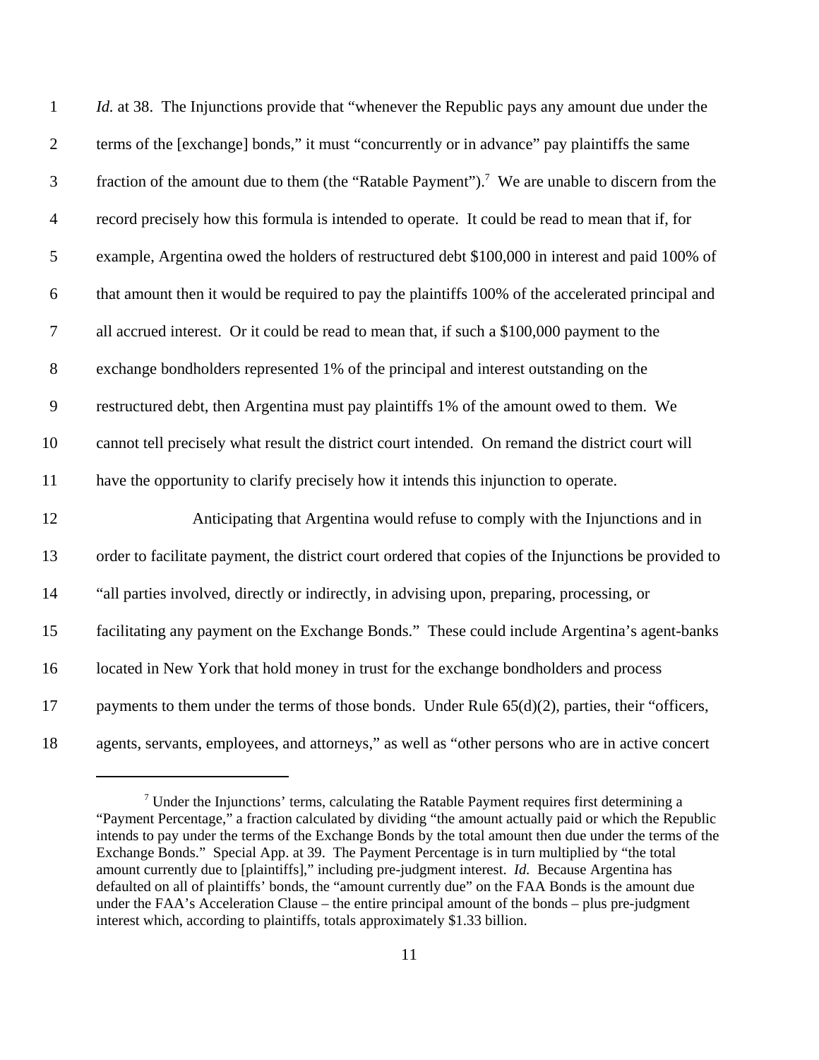*Id.* at 38. The Injunctions provide that "whenever the Republic pays any amount due under the terms of the [exchange] bonds," it must "concurrently or in advance" pay plaintiffs the same fraction of the amount due to them (the "Ratable Payment").[7] We are unable to discern from the record precisely how this formula is intended to operate. It could be read to mean that if, for example, Argentina owed the holders of restructured debt $100,000 in interest and paid 100% of that amount then it would be required to pay the plaintiffs 100% of the accelerated principal and all accrued interest. Or it could be read to mean that, if such a $100,000 payment to the exchange bondholders represented 1% of the principal and interest outstanding on the restructured debt, then Argentina must pay plaintiffs 1% of the amount owed to them. We cannot tell precisely what result the district court intended. On remand the district court will have the opportunity to clarify precisely how it intends this injunction to operate.

Anticipating that Argentina would refuse to comply with the Injunctions and in order to facilitate payment, the district court ordered that copies of the Injunctions be provided to "all parties involved, directly or indirectly, in advising upon, preparing, processing, or facilitating any payment on the Exchange Bonds." These could include Argentina's agent-banks located in New York that hold money in trust for the exchange bondholders and process payments to them under the terms of those bonds. Under Rule 65(d)(2), parties, their "officers, agents, servants, employees, and attorneys," as well as "other persons who are in active concert

---

[7] Under the Injunctions' terms, calculating the Ratable Payment requires first determining a "Payment Percentage," a fraction calculated by dividing "the amount actually paid or which the Republic intends to pay under the terms of the Exchange Bonds by the total amount then due under the terms of the Exchange Bonds." Special App. at 39. The Payment Percentage is in turn multiplied by "the total amount currently due to [plaintiffs]," including pre-judgment interest. *Id.* Because Argentina has defaulted on all of plaintiffs' bonds, the "amount currently due" on the FAA Bonds is the amount due under the FAA's Acceleration Clause – the entire principal amount of the bonds – plus pre-judgment interest which, according to plaintiffs, totals approximately $1.33 billion.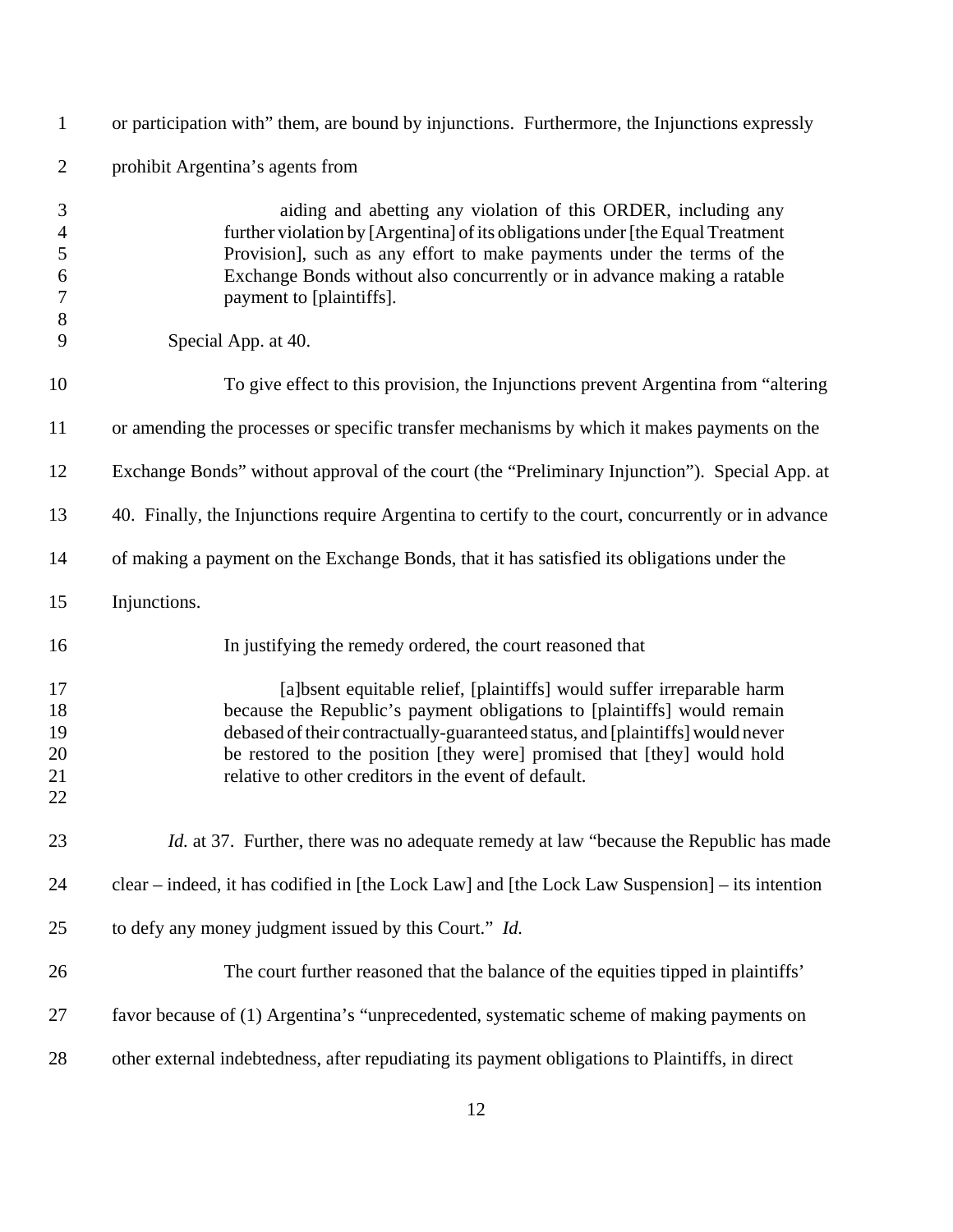or participation with" them, are bound by injunctions. Furthermore, the Injunctions expressly prohibit Argentina's agents from

> aiding and abetting any violation of this ORDER, including any further violation by [Argentina] of its obligations under [the Equal Treatment Provision], such as any effort to make payments under the terms of the Exchange Bonds without also concurrently or in advance making a ratable payment to [plaintiffs].

Special App. at 40.

To give effect to this provision, the Injunctions prevent Argentina from "altering or amending the processes or specific transfer mechanisms by which it makes payments on the Exchange Bonds" without approval of the court (the "Preliminary Injunction"). Special App. at 40. Finally, the Injunctions require Argentina to certify to the court, concurrently or in advance of making a payment on the Exchange Bonds, that it has satisfied its obligations under the Injunctions.

In justifying the remedy ordered, the court reasoned that

> [a]bsent equitable relief, [plaintiffs] would suffer irreparable harm because the Republic's payment obligations to [plaintiffs] would remain debased of their contractually-guaranteed status, and [plaintiffs] would never be restored to the position [they were] promised that [they] would hold relative to other creditors in the event of default.

*Id.* at 37. Further, there was no adequate remedy at law "because the Republic has made clear – indeed, it has codified in [the Lock Law] and [the Lock Law Suspension] – its intention to defy any money judgment issued by this Court." *Id.*

The court further reasoned that the balance of the equities tipped in plaintiffs' favor because of (1) Argentina's "unprecedented, systematic scheme of making payments on other external indebtedness, after repudiating its payment obligations to Plaintiffs, in direct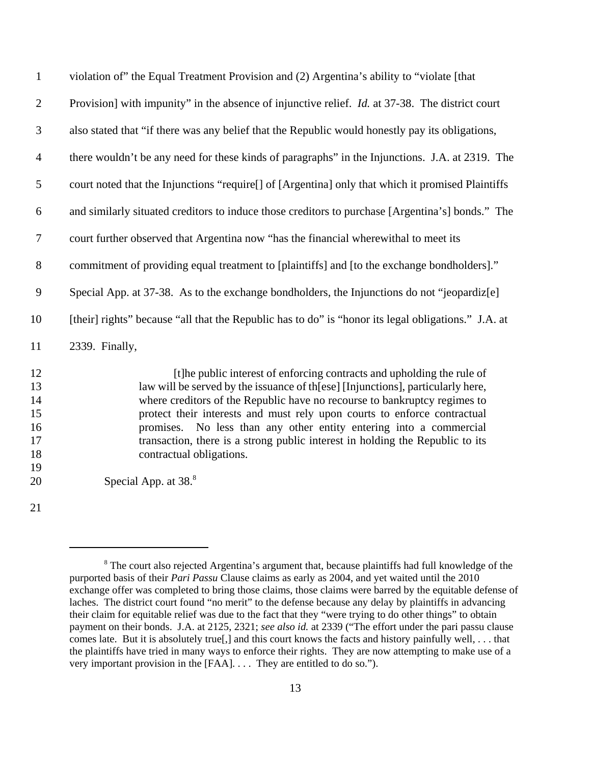violation of" the Equal Treatment Provision and (2) Argentina's ability to "violate [that Provision] with impunity" in the absence of injunctive relief. *Id.* at 37-38. The district court also stated that "if there was any belief that the Republic would honestly pay its obligations, there wouldn't be any need for these kinds of paragraphs" in the Injunctions. J.A. at 2319. The court noted that the Injunctions "require[] of [Argentina] only that which it promised Plaintiffs and similarly situated creditors to induce those creditors to purchase [Argentina's] bonds." The court further observed that Argentina now "has the financial wherewithal to meet its commitment of providing equal treatment to [plaintiffs] and [to the exchange bondholders]." Special App. at 37-38. As to the exchange bondholders, the Injunctions do not "jeopardiz[e] [their] rights" because "all that the Republic has to do" is "honor its legal obligations." J.A. at 2339. Finally,

> [t]he public interest of enforcing contracts and upholding the rule of law will be served by the issuance of th[ese] [Injunctions], particularly here, where creditors of the Republic have no recourse to bankruptcy regimes to protect their interests and must rely upon courts to enforce contractual promises. No less than any other entity entering into a commercial transaction, there is a strong public interest in holding the Republic to its contractual obligations.

Special App. at 38.[8]

---

[8] The court also rejected Argentina's argument that, because plaintiffs had full knowledge of the purported basis of their *Pari Passu* Clause claims as early as 2004, and yet waited until the 2010 exchange offer was completed to bring those claims, those claims were barred by the equitable defense of laches. The district court found "no merit" to the defense because any delay by plaintiffs in advancing their claim for equitable relief was due to the fact that they "were trying to do other things" to obtain payment on their bonds. J.A. at 2125, 2321; *see also id.* at 2339 ("The effort under the pari passu clause comes late. But it is absolutely true[,] and this court knows the facts and history painfully well, . . . that the plaintiffs have tried in many ways to enforce their rights. They are now attempting to make use of a very important provision in the [FAA]. . . . They are entitled to do so.").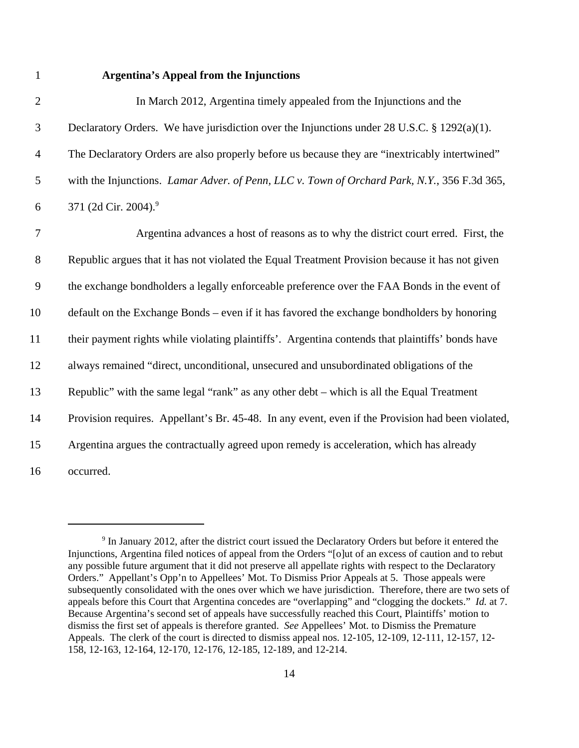**Argentina's Appeal from the Injunctions**

In March 2012, Argentina timely appealed from the Injunctions and the Declaratory Orders. We have jurisdiction over the Injunctions under 28 U.S.C. § 1292(a)(1). The Declaratory Orders are also properly before us because they are "inextricably intertwined" with the Injunctions. *Lamar Adver. of Penn, LLC v. Town of Orchard Park, N.Y.*, 356 F.3d 365, 371 (2d Cir. 2004).[9]

Argentina advances a host of reasons as to why the district court erred. First, the Republic argues that it has not violated the Equal Treatment Provision because it has not given the exchange bondholders a legally enforceable preference over the FAA Bonds in the event of default on the Exchange Bonds – even if it has favored the exchange bondholders by honoring their payment rights while violating plaintiffs'. Argentina contends that plaintiffs' bonds have always remained "direct, unconditional, unsecured and unsubordinated obligations of the Republic" with the same legal "rank" as any other debt – which is all the Equal Treatment Provision requires. Appellant's Br. 45-48. In any event, even if the Provision had been violated, Argentina argues the contractually agreed upon remedy is acceleration, which has already occurred.

[9] In January 2012, after the district court issued the Declaratory Orders but before it entered the Injunctions, Argentina filed notices of appeal from the Orders "[o]ut of an excess of caution and to rebut any possible future argument that it did not preserve all appellate rights with respect to the Declaratory Orders." Appellant's Opp'n to Appellees' Mot. To Dismiss Prior Appeals at 5. Those appeals were subsequently consolidated with the ones over which we have jurisdiction. Therefore, there are two sets of appeals before this Court that Argentina concedes are "overlapping" and "clogging the dockets." *Id.* at 7. Because Argentina's second set of appeals have successfully reached this Court, Plaintiffs' motion to dismiss the first set of appeals is therefore granted. *See* Appellees' Mot. to Dismiss the Premature Appeals. The clerk of the court is directed to dismiss appeal nos. 12-105, 12-109, 12-111, 12-157, 12-158, 12-163, 12-164, 12-170, 12-176, 12-185, 12-189, and 12-214.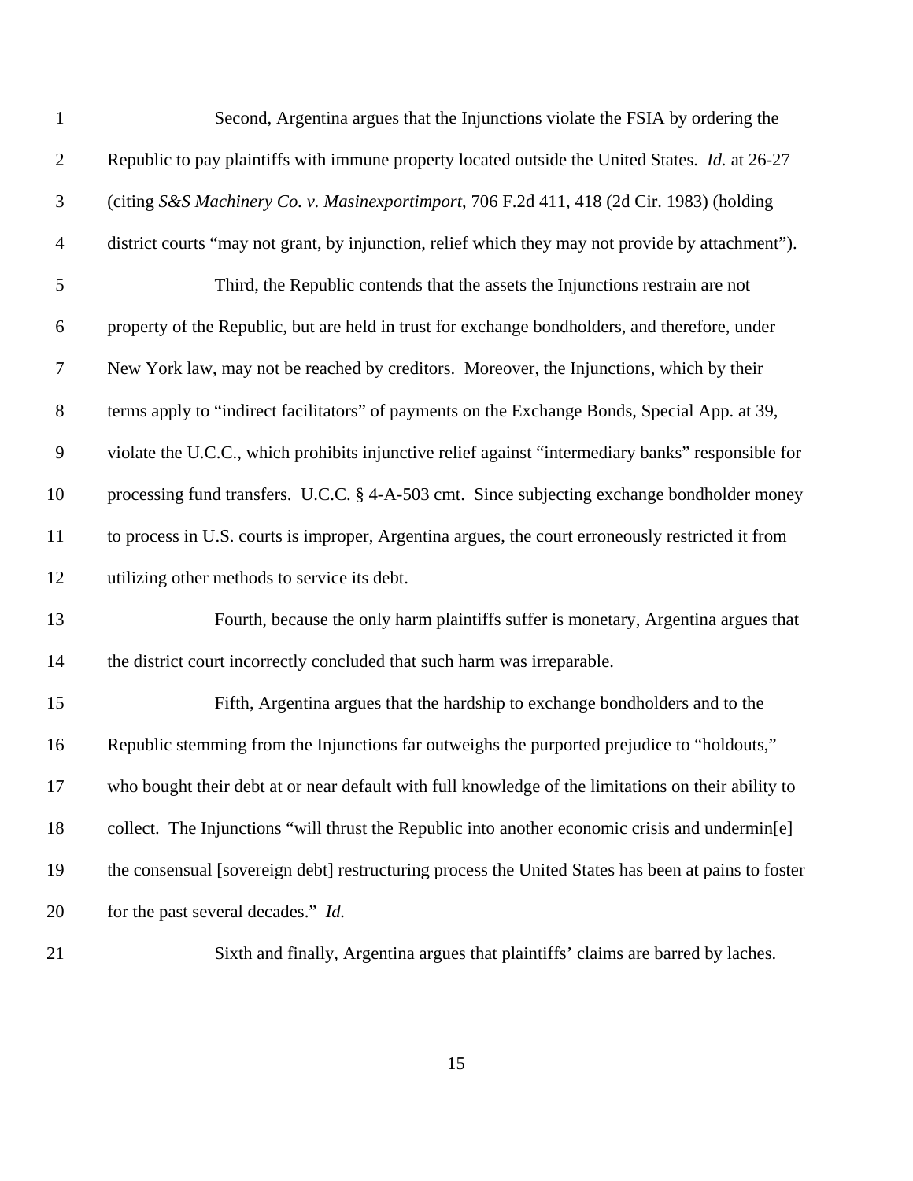Second, Argentina argues that the Injunctions violate the FSIA by ordering the Republic to pay plaintiffs with immune property located outside the United States. *Id.* at 26-27 (citing *S&S Machinery Co. v. Masinexportimport*, 706 F.2d 411, 418 (2d Cir. 1983) (holding district courts "may not grant, by injunction, relief which they may not provide by attachment").

Third, the Republic contends that the assets the Injunctions restrain are not property of the Republic, but are held in trust for exchange bondholders, and therefore, under New York law, may not be reached by creditors. Moreover, the Injunctions, which by their terms apply to "indirect facilitators" of payments on the Exchange Bonds, Special App. at 39, violate the U.C.C., which prohibits injunctive relief against "intermediary banks" responsible for processing fund transfers. U.C.C. § 4-A-503 cmt. Since subjecting exchange bondholder money to process in U.S. courts is improper, Argentina argues, the court erroneously restricted it from utilizing other methods to service its debt.

Fourth, because the only harm plaintiffs suffer is monetary, Argentina argues that the district court incorrectly concluded that such harm was irreparable.

Fifth, Argentina argues that the hardship to exchange bondholders and to the Republic stemming from the Injunctions far outweighs the purported prejudice to "holdouts," who bought their debt at or near default with full knowledge of the limitations on their ability to collect. The Injunctions "will thrust the Republic into another economic crisis and undermin[e] the consensual [sovereign debt] restructuring process the United States has been at pains to foster for the past several decades." *Id.*

Sixth and finally, Argentina argues that plaintiffs' claims are barred by laches.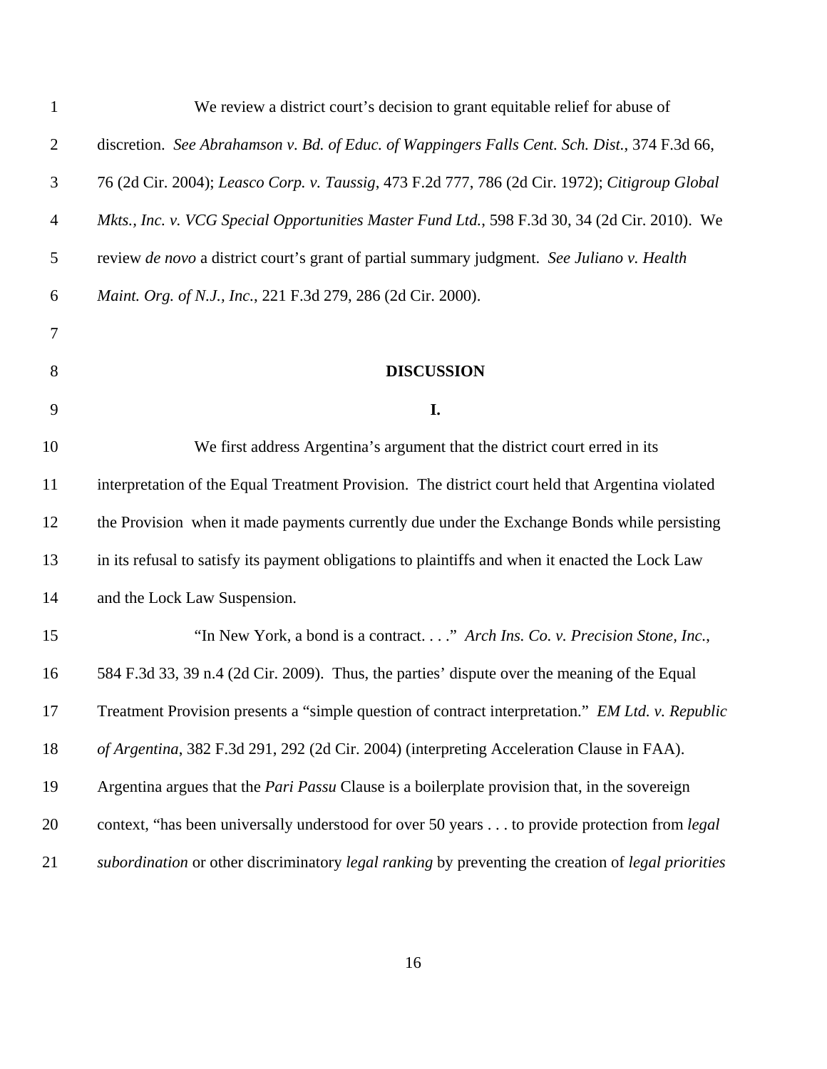We review a district court's decision to grant equitable relief for abuse of discretion. *See Abrahamson v. Bd. of Educ. of Wappingers Falls Cent. Sch. Dist.*, 374 F.3d 66, 76 (2d Cir. 2004); *Leasco Corp. v. Taussig*, 473 F.2d 777, 786 (2d Cir. 1972); *Citigroup Global Mkts., Inc. v. VCG Special Opportunities Master Fund Ltd.*, 598 F.3d 30, 34 (2d Cir. 2010). We review *de novo* a district court's grant of partial summary judgment. *See Juliano v. Health Maint. Org. of N.J., Inc.*, 221 F.3d 279, 286 (2d Cir. 2000).

**DISCUSSION**

**I.**

We first address Argentina's argument that the district court erred in its interpretation of the Equal Treatment Provision. The district court held that Argentina violated the Provision when it made payments currently due under the Exchange Bonds while persisting in its refusal to satisfy its payment obligations to plaintiffs and when it enacted the Lock Law and the Lock Law Suspension.

"In New York, a bond is a contract. . . ." *Arch Ins. Co. v. Precision Stone, Inc.*, 584 F.3d 33, 39 n.4 (2d Cir. 2009). Thus, the parties' dispute over the meaning of the Equal Treatment Provision presents a "simple question of contract interpretation." *EM Ltd. v. Republic of Argentina*, 382 F.3d 291, 292 (2d Cir. 2004) (interpreting Acceleration Clause in FAA). Argentina argues that the *Pari Passu* Clause is a boilerplate provision that, in the sovereign context, "has been universally understood for over 50 years . . . to provide protection from *legal subordination* or other discriminatory *legal ranking* by preventing the creation of *legal priorities*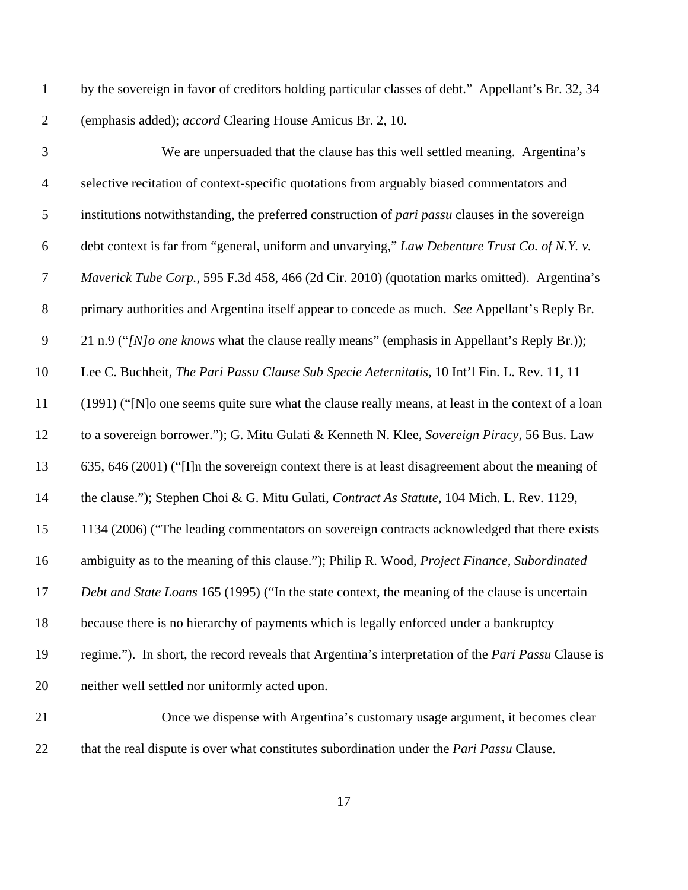by the sovereign in favor of creditors holding particular classes of debt." Appellant's Br. 32, 34 (emphasis added); *accord* Clearing House Amicus Br. 2, 10.

We are unpersuaded that the clause has this well settled meaning. Argentina's selective recitation of context-specific quotations from arguably biased commentators and institutions notwithstanding, the preferred construction of *pari passu* clauses in the sovereign debt context is far from "general, uniform and unvarying," *Law Debenture Trust Co. of N.Y. v. Maverick Tube Corp.*, 595 F.3d 458, 466 (2d Cir. 2010) (quotation marks omitted). Argentina's primary authorities and Argentina itself appear to concede as much. *See* Appellant's Reply Br. 21 n.9 ("*[N]o one knows* what the clause really means" (emphasis in Appellant's Reply Br.)); Lee C. Buchheit, *The Pari Passu Clause Sub Specie Aeternitatis*, 10 Int'l Fin. L. Rev. 11, 11 (1991) ("[N]o one seems quite sure what the clause really means, at least in the context of a loan to a sovereign borrower."); G. Mitu Gulati & Kenneth N. Klee, *Sovereign Piracy*, 56 Bus. Law 635, 646 (2001) ("[I]n the sovereign context there is at least disagreement about the meaning of the clause."); Stephen Choi & G. Mitu Gulati, *Contract As Statute*, 104 Mich. L. Rev. 1129, 1134 (2006) ("The leading commentators on sovereign contracts acknowledged that there exists ambiguity as to the meaning of this clause."); Philip R. Wood, *Project Finance, Subordinated Debt and State Loans* 165 (1995) ("In the state context, the meaning of the clause is uncertain because there is no hierarchy of payments which is legally enforced under a bankruptcy regime."). In short, the record reveals that Argentina's interpretation of the *Pari Passu* Clause is neither well settled nor uniformly acted upon.

Once we dispense with Argentina's customary usage argument, it becomes clear that the real dispute is over what constitutes subordination under the *Pari Passu* Clause.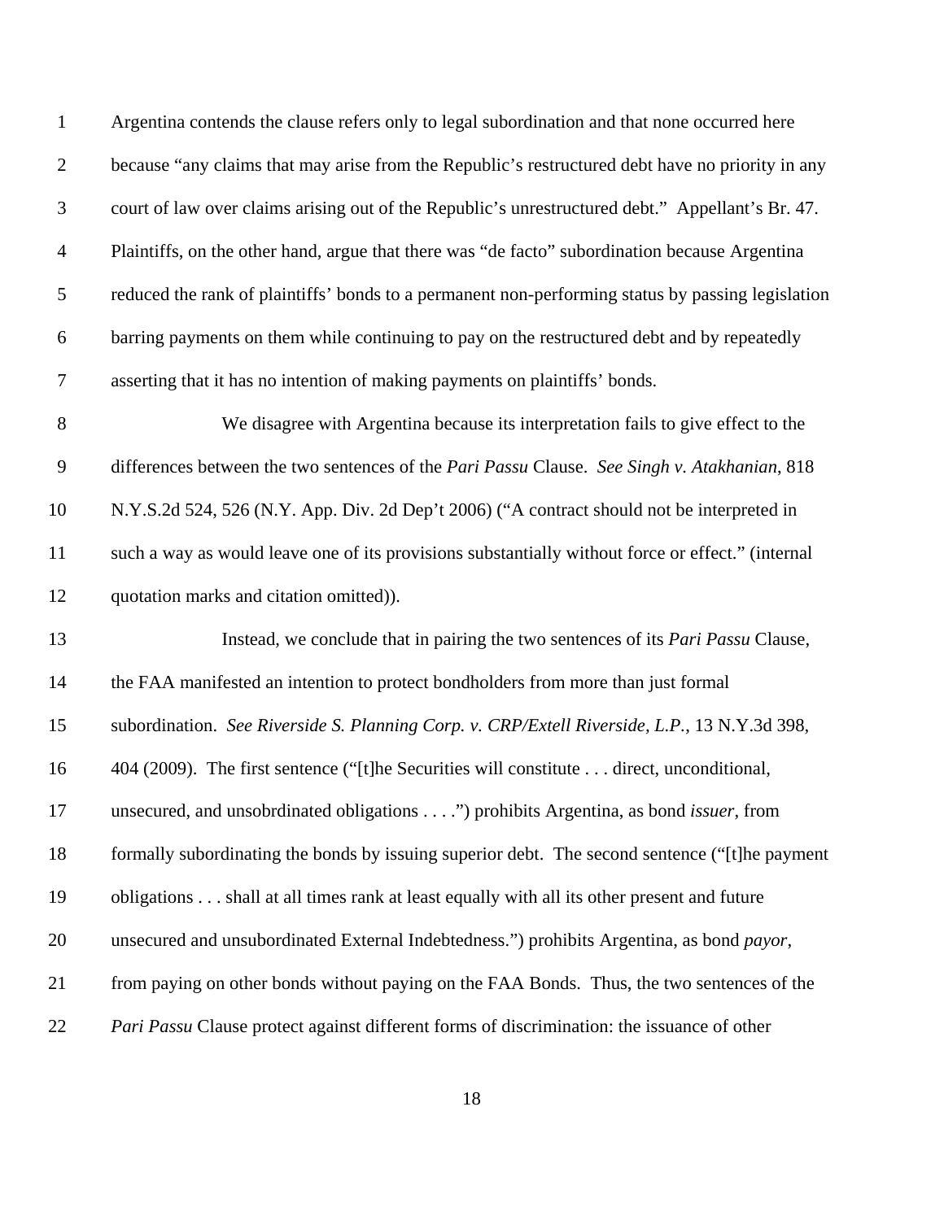Argentina contends the clause refers only to legal subordination and that none occurred here because "any claims that may arise from the Republic's restructured debt have no priority in any court of law over claims arising out of the Republic's unrestructured debt." Appellant's Br. 47. Plaintiffs, on the other hand, argue that there was "de facto" subordination because Argentina reduced the rank of plaintiffs' bonds to a permanent non-performing status by passing legislation barring payments on them while continuing to pay on the restructured debt and by repeatedly asserting that it has no intention of making payments on plaintiffs' bonds.

We disagree with Argentina because its interpretation fails to give effect to the differences between the two sentences of the *Pari Passu* Clause. *See Singh v. Atakhanian*, 818 N.Y.S.2d 524, 526 (N.Y. App. Div. 2d Dep't 2006) ("A contract should not be interpreted in such a way as would leave one of its provisions substantially without force or effect." (internal quotation marks and citation omitted)).

Instead, we conclude that in pairing the two sentences of its *Pari Passu* Clause, the FAA manifested an intention to protect bondholders from more than just formal subordination. *See Riverside S. Planning Corp. v. CRP/Extell Riverside, L.P.*, 13 N.Y.3d 398, 404 (2009). The first sentence ("[t]he Securities will constitute . . . direct, unconditional, unsecured, and unsobrdinated obligations . . . .") prohibits Argentina, as bond *issuer*, from formally subordinating the bonds by issuing superior debt. The second sentence ("[t]he payment obligations . . . shall at all times rank at least equally with all its other present and future unsecured and unsubordinated External Indebtedness.") prohibits Argentina, as bond *payor*, from paying on other bonds without paying on the FAA Bonds. Thus, the two sentences of the *Pari Passu* Clause protect against different forms of discrimination: the issuance of other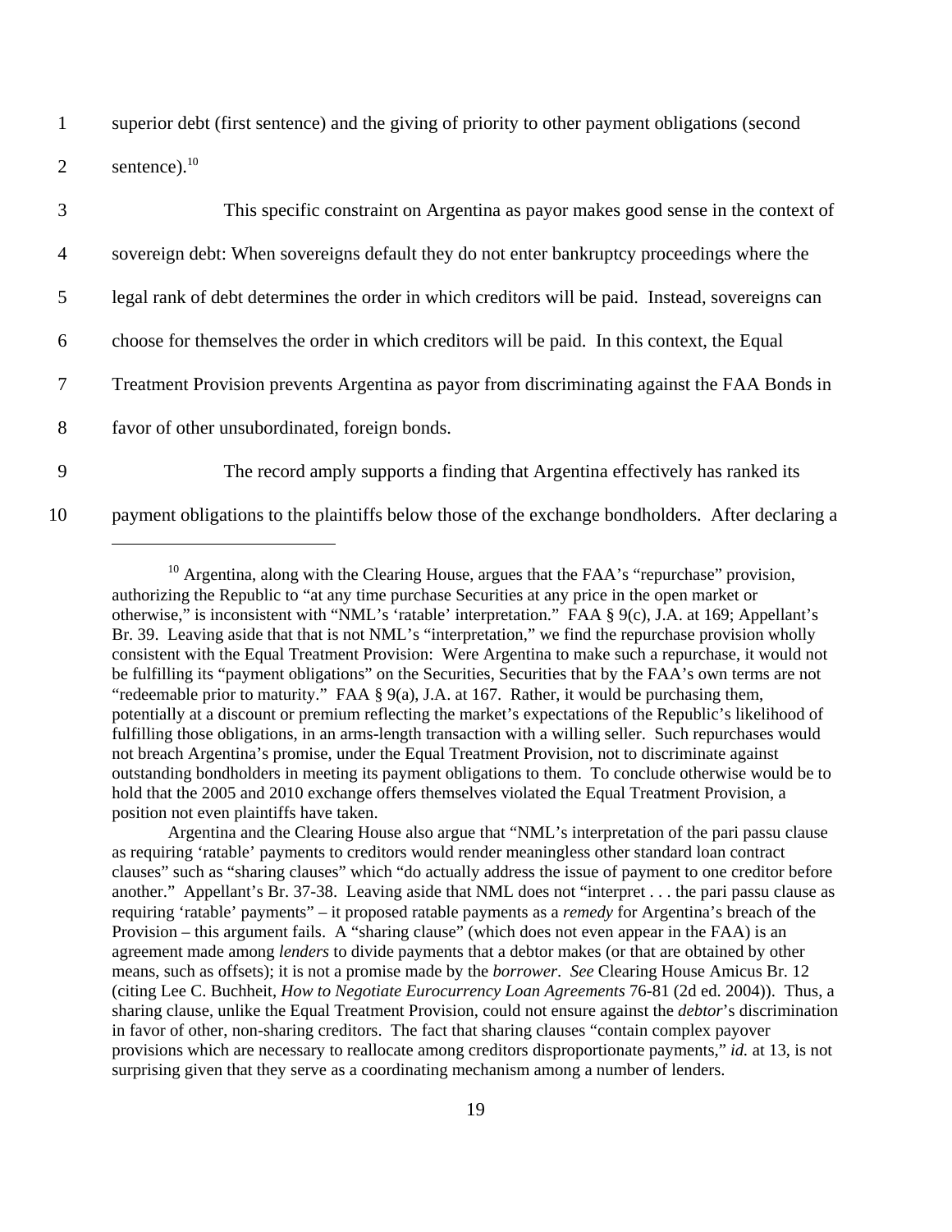superior debt (first sentence) and the giving of priority to other payment obligations (second sentence).[10]

This specific constraint on Argentina as payor makes good sense in the context of sovereign debt: When sovereigns default they do not enter bankruptcy proceedings where the legal rank of debt determines the order in which creditors will be paid. Instead, sovereigns can choose for themselves the order in which creditors will be paid. In this context, the Equal Treatment Provision prevents Argentina as payor from discriminating against the FAA Bonds in favor of other unsubordinated, foreign bonds.

The record amply supports a finding that Argentina effectively has ranked its payment obligations to the plaintiffs below those of the exchange bondholders. After declaring a

---

[10] Argentina, along with the Clearing House, argues that the FAA's "repurchase" provision, authorizing the Republic to "at any time purchase Securities at any price in the open market or otherwise," is inconsistent with "NML's 'ratable' interpretation." FAA § 9(c), J.A. at 169; Appellant's Br. 39. Leaving aside that that is not NML's "interpretation," we find the repurchase provision wholly consistent with the Equal Treatment Provision: Were Argentina to make such a repurchase, it would not be fulfilling its "payment obligations" on the Securities, Securities that by the FAA's own terms are not "redeemable prior to maturity." FAA § 9(a), J.A. at 167. Rather, it would be purchasing them, potentially at a discount or premium reflecting the market's expectations of the Republic's likelihood of fulfilling those obligations, in an arms-length transaction with a willing seller. Such repurchases would not breach Argentina's promise, under the Equal Treatment Provision, not to discriminate against outstanding bondholders in meeting its payment obligations to them. To conclude otherwise would be to hold that the 2005 and 2010 exchange offers themselves violated the Equal Treatment Provision, a position not even plaintiffs have taken.

Argentina and the Clearing House also argue that "NML's interpretation of the pari passu clause as requiring 'ratable' payments to creditors would render meaningless other standard loan contract clauses" such as "sharing clauses" which "do actually address the issue of payment to one creditor before another." Appellant's Br. 37-38. Leaving aside that NML does not "interpret . . . the pari passu clause as requiring 'ratable' payments" – it proposed ratable payments as a *remedy* for Argentina's breach of the Provision – this argument fails. A "sharing clause" (which does not even appear in the FAA) is an agreement made among *lenders* to divide payments that a debtor makes (or that are obtained by other means, such as offsets); it is not a promise made by the *borrower*. *See* Clearing House Amicus Br. 12 (citing Lee C. Buchheit, *How to Negotiate Eurocurrency Loan Agreements* 76-81 (2d ed. 2004)). Thus, a sharing clause, unlike the Equal Treatment Provision, could not ensure against the *debtor*'s discrimination in favor of other, non-sharing creditors. The fact that sharing clauses "contain complex payover provisions which are necessary to reallocate among creditors disproportionate payments," *id.* at 13, is not surprising given that they serve as a coordinating mechanism among a number of lenders.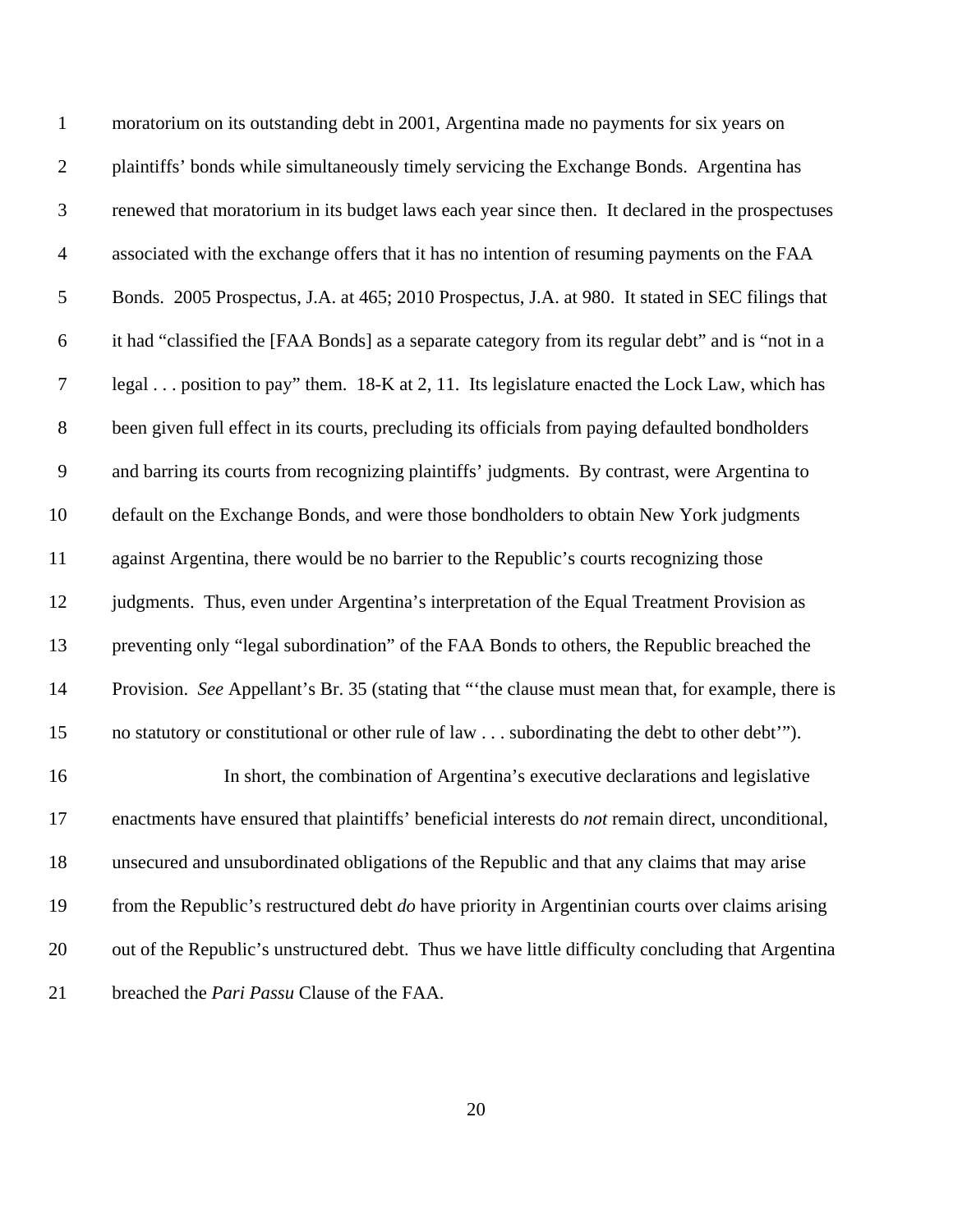moratorium on its outstanding debt in 2001, Argentina made no payments for six years on plaintiffs' bonds while simultaneously timely servicing the Exchange Bonds. Argentina has renewed that moratorium in its budget laws each year since then. It declared in the prospectuses associated with the exchange offers that it has no intention of resuming payments on the FAA Bonds. 2005 Prospectus, J.A. at 465; 2010 Prospectus, J.A. at 980. It stated in SEC filings that it had "classified the [FAA Bonds] as a separate category from its regular debt" and is "not in a legal . . . position to pay" them. 18-K at 2, 11. Its legislature enacted the Lock Law, which has been given full effect in its courts, precluding its officials from paying defaulted bondholders and barring its courts from recognizing plaintiffs' judgments. By contrast, were Argentina to default on the Exchange Bonds, and were those bondholders to obtain New York judgments against Argentina, there would be no barrier to the Republic's courts recognizing those judgments. Thus, even under Argentina's interpretation of the Equal Treatment Provision as preventing only "legal subordination" of the FAA Bonds to others, the Republic breached the Provision. *See* Appellant's Br. 35 (stating that "'the clause must mean that, for example, there is no statutory or constitutional or other rule of law . . . subordinating the debt to other debt'").

In short, the combination of Argentina's executive declarations and legislative enactments have ensured that plaintiffs' beneficial interests do *not* remain direct, unconditional, unsecured and unsubordinated obligations of the Republic and that any claims that may arise from the Republic's restructured debt *do* have priority in Argentinian courts over claims arising out of the Republic's unstructured debt. Thus we have little difficulty concluding that Argentina breached the *Pari Passu* Clause of the FAA.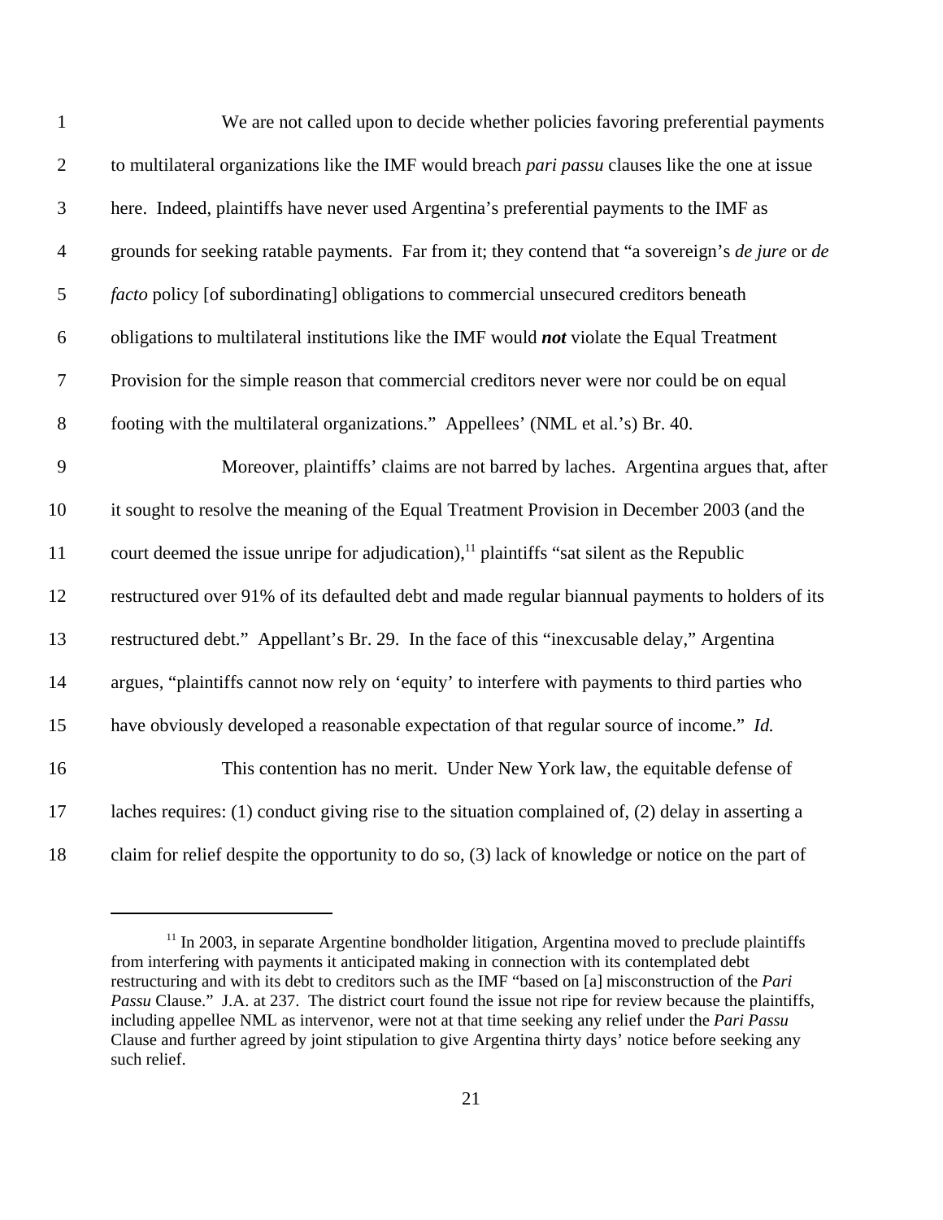We are not called upon to decide whether policies favoring preferential payments to multilateral organizations like the IMF would breach *pari passu* clauses like the one at issue here. Indeed, plaintiffs have never used Argentina's preferential payments to the IMF as grounds for seeking ratable payments. Far from it; they contend that "a sovereign's *de jure* or *de facto* policy [of subordinating] obligations to commercial unsecured creditors beneath obligations to multilateral institutions like the IMF would ***not*** violate the Equal Treatment Provision for the simple reason that commercial creditors never were nor could be on equal footing with the multilateral organizations." Appellees' (NML et al.'s) Br. 40.

Moreover, plaintiffs' claims are not barred by laches. Argentina argues that, after it sought to resolve the meaning of the Equal Treatment Provision in December 2003 (and the court deemed the issue unripe for adjudication),[11] plaintiffs "sat silent as the Republic restructured over 91% of its defaulted debt and made regular biannual payments to holders of its restructured debt." Appellant's Br. 29. In the face of this "inexcusable delay," Argentina argues, "plaintiffs cannot now rely on 'equity' to interfere with payments to third parties who have obviously developed a reasonable expectation of that regular source of income." *Id.*

This contention has no merit. Under New York law, the equitable defense of laches requires: (1) conduct giving rise to the situation complained of, (2) delay in asserting a claim for relief despite the opportunity to do so, (3) lack of knowledge or notice on the part of

---

[11] In 2003, in separate Argentine bondholder litigation, Argentina moved to preclude plaintiffs from interfering with payments it anticipated making in connection with its contemplated debt restructuring and with its debt to creditors such as the IMF "based on [a] misconstruction of the *Pari Passu* Clause." J.A. at 237. The district court found the issue not ripe for review because the plaintiffs, including appellee NML as intervenor, were not at that time seeking any relief under the *Pari Passu* Clause and further agreed by joint stipulation to give Argentina thirty days' notice before seeking any such relief.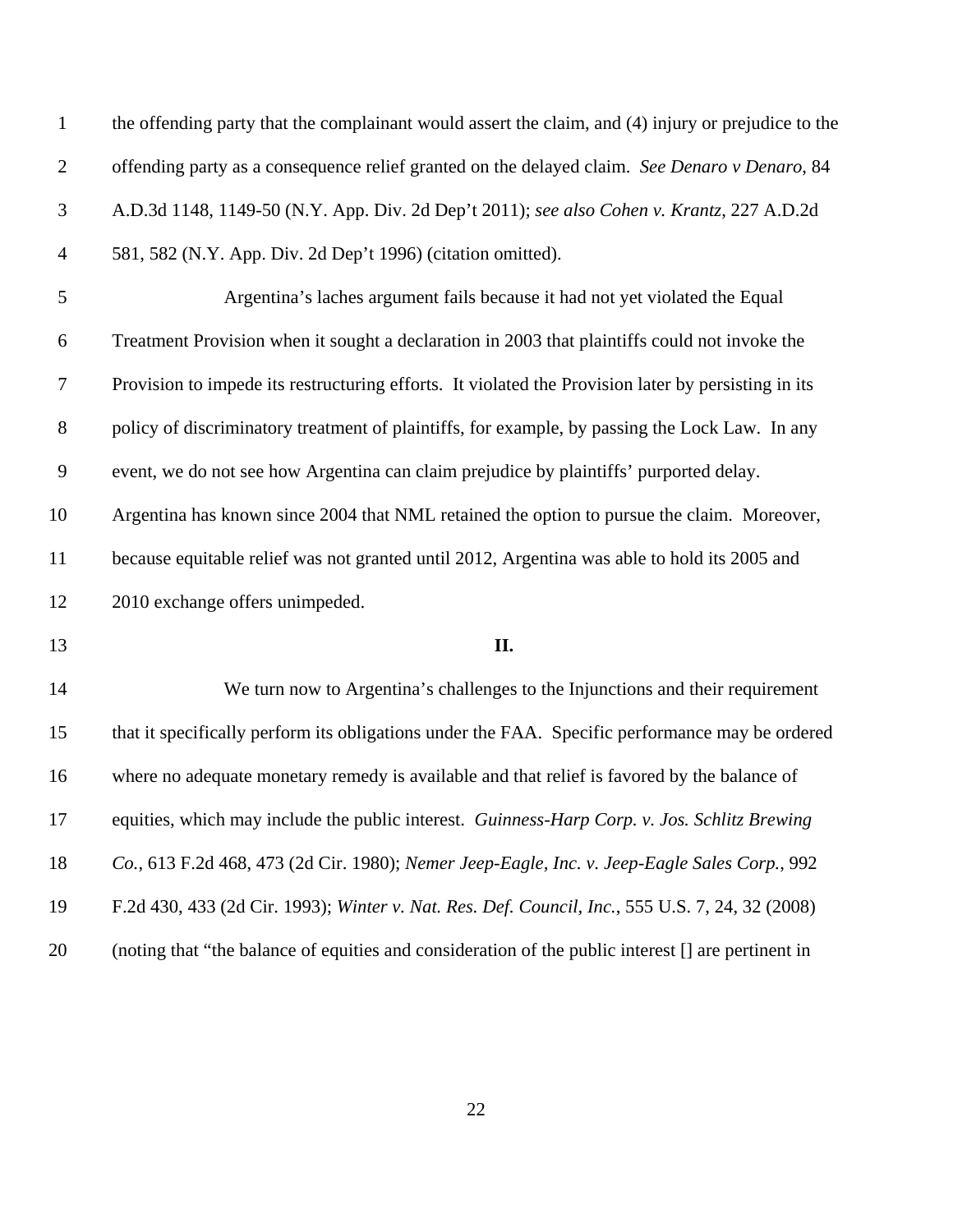the offending party that the complainant would assert the claim, and (4) injury or prejudice to the offending party as a consequence relief granted on the delayed claim. *See Denaro v Denaro*, 84 A.D.3d 1148, 1149-50 (N.Y. App. Div. 2d Dep't 2011); *see also Cohen v. Krantz*, 227 A.D.2d 581, 582 (N.Y. App. Div. 2d Dep't 1996) (citation omitted).

Argentina's laches argument fails because it had not yet violated the Equal Treatment Provision when it sought a declaration in 2003 that plaintiffs could not invoke the Provision to impede its restructuring efforts. It violated the Provision later by persisting in its policy of discriminatory treatment of plaintiffs, for example, by passing the Lock Law. In any event, we do not see how Argentina can claim prejudice by plaintiffs' purported delay. Argentina has known since 2004 that NML retained the option to pursue the claim. Moreover, because equitable relief was not granted until 2012, Argentina was able to hold its 2005 and 2010 exchange offers unimpeded.

**II.**

We turn now to Argentina's challenges to the Injunctions and their requirement that it specifically perform its obligations under the FAA. Specific performance may be ordered where no adequate monetary remedy is available and that relief is favored by the balance of equities, which may include the public interest. *Guinness-Harp Corp. v. Jos. Schlitz Brewing Co.*, 613 F.2d 468, 473 (2d Cir. 1980); *Nemer Jeep-Eagle, Inc. v. Jeep-Eagle Sales Corp.*, 992 F.2d 430, 433 (2d Cir. 1993); *Winter v. Nat. Res. Def. Council, Inc.*, 555 U.S. 7, 24, 32 (2008) (noting that "the balance of equities and consideration of the public interest [] are pertinent in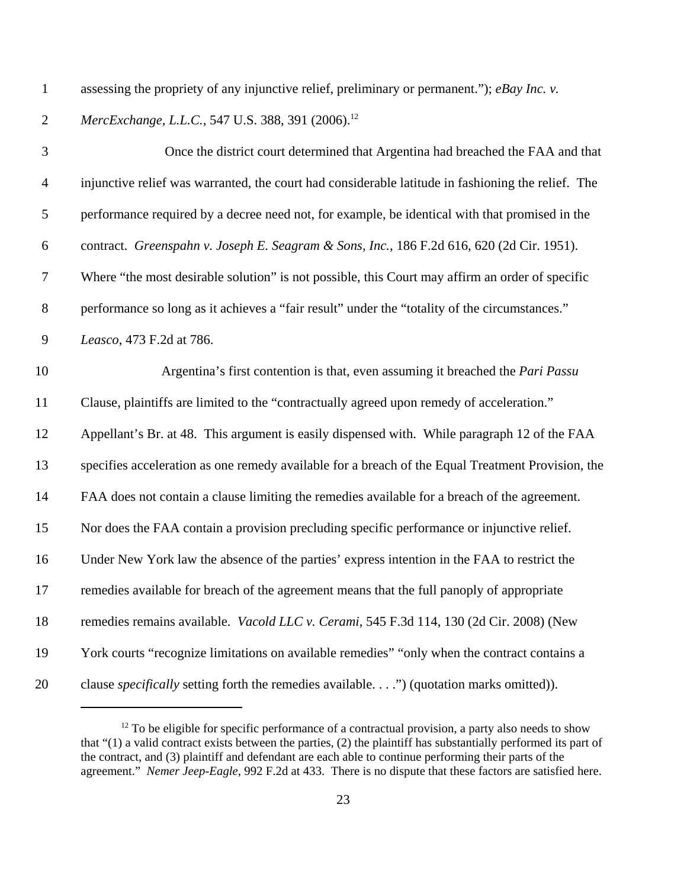assessing the propriety of any injunctive relief, preliminary or permanent."); *eBay Inc. v. MercExchange, L.L.C.*, 547 U.S. 388, 391 (2006).[12]

Once the district court determined that Argentina had breached the FAA and that injunctive relief was warranted, the court had considerable latitude in fashioning the relief. The performance required by a decree need not, for example, be identical with that promised in the contract. *Greenspahn v. Joseph E. Seagram & Sons, Inc.*, 186 F.2d 616, 620 (2d Cir. 1951). Where "the most desirable solution" is not possible, this Court may affirm an order of specific performance so long as it achieves a "fair result" under the "totality of the circumstances." *Leasco*, 473 F.2d at 786.

Argentina's first contention is that, even assuming it breached the *Pari Passu* Clause, plaintiffs are limited to the "contractually agreed upon remedy of acceleration." Appellant's Br. at 48. This argument is easily dispensed with. While paragraph 12 of the FAA specifies acceleration as one remedy available for a breach of the Equal Treatment Provision, the FAA does not contain a clause limiting the remedies available for a breach of the agreement. Nor does the FAA contain a provision precluding specific performance or injunctive relief. Under New York law the absence of the parties' express intention in the FAA to restrict the remedies available for breach of the agreement means that the full panoply of appropriate remedies remains available. *Vacold LLC v. Cerami*, 545 F.3d 114, 130 (2d Cir. 2008) (New York courts "recognize limitations on available remedies" "only when the contract contains a clause *specifically* setting forth the remedies available. . . .") (quotation marks omitted)).

---

[12] To be eligible for specific performance of a contractual provision, a party also needs to show that "(1) a valid contract exists between the parties, (2) the plaintiff has substantially performed its part of the contract, and (3) plaintiff and defendant are each able to continue performing their parts of the agreement." *Nemer Jeep-Eagle*, 992 F.2d at 433. There is no dispute that these factors are satisfied here.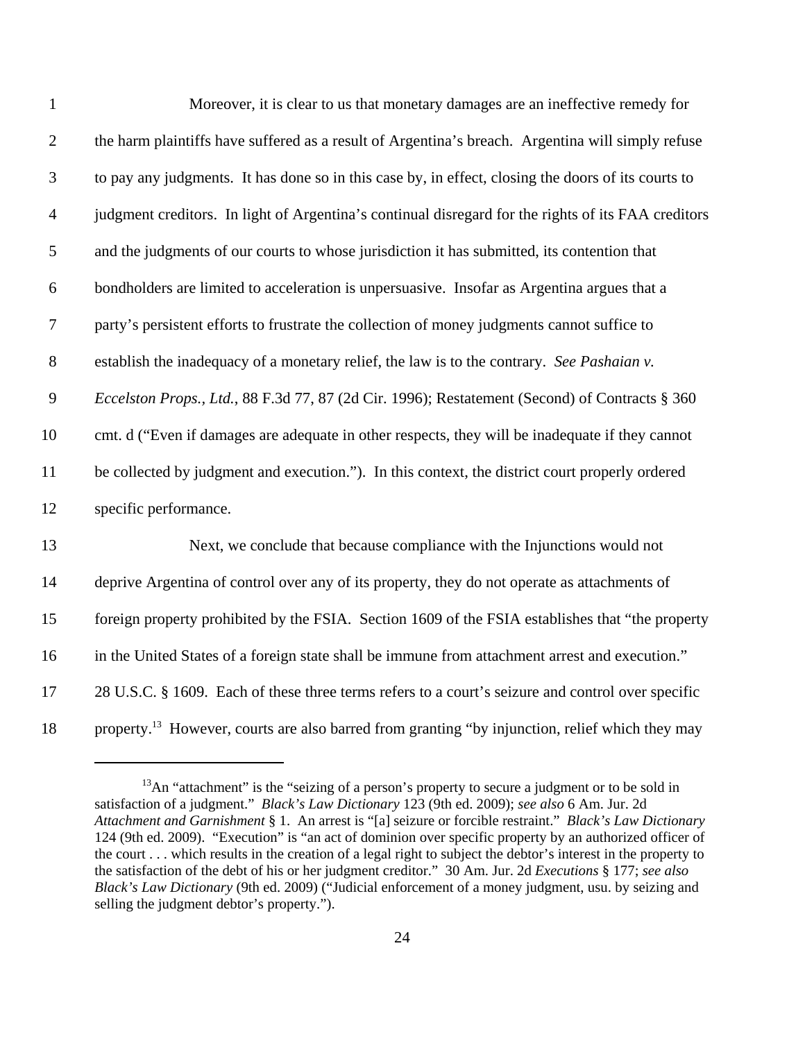Moreover, it is clear to us that monetary damages are an ineffective remedy for the harm plaintiffs have suffered as a result of Argentina's breach. Argentina will simply refuse to pay any judgments. It has done so in this case by, in effect, closing the doors of its courts to judgment creditors. In light of Argentina's continual disregard for the rights of its FAA creditors and the judgments of our courts to whose jurisdiction it has submitted, its contention that bondholders are limited to acceleration is unpersuasive. Insofar as Argentina argues that a party's persistent efforts to frustrate the collection of money judgments cannot suffice to establish the inadequacy of a monetary relief, the law is to the contrary. *See Pashaian v. Eccelston Props., Ltd.*, 88 F.3d 77, 87 (2d Cir. 1996); Restatement (Second) of Contracts § 360 cmt. d ("Even if damages are adequate in other respects, they will be inadequate if they cannot be collected by judgment and execution."). In this context, the district court properly ordered specific performance.

Next, we conclude that because compliance with the Injunctions would not deprive Argentina of control over any of its property, they do not operate as attachments of foreign property prohibited by the FSIA. Section 1609 of the FSIA establishes that "the property in the United States of a foreign state shall be immune from attachment arrest and execution." 28 U.S.C. § 1609. Each of these three terms refers to a court's seizure and control over specific property.[13] However, courts are also barred from granting "by injunction, relief which they may

---

[13] An "attachment" is the "seizing of a person's property to secure a judgment or to be sold in satisfaction of a judgment." *Black's Law Dictionary* 123 (9th ed. 2009); *see also* 6 Am. Jur. 2d *Attachment and Garnishment* § 1. An arrest is "[a] seizure or forcible restraint." *Black's Law Dictionary* 124 (9th ed. 2009). "Execution" is "an act of dominion over specific property by an authorized officer of the court . . . which results in the creation of a legal right to subject the debtor's interest in the property to the satisfaction of the debt of his or her judgment creditor." 30 Am. Jur. 2d *Executions* § 177; *see also Black's Law Dictionary* (9th ed. 2009) ("Judicial enforcement of a money judgment, usu. by seizing and selling the judgment debtor's property.").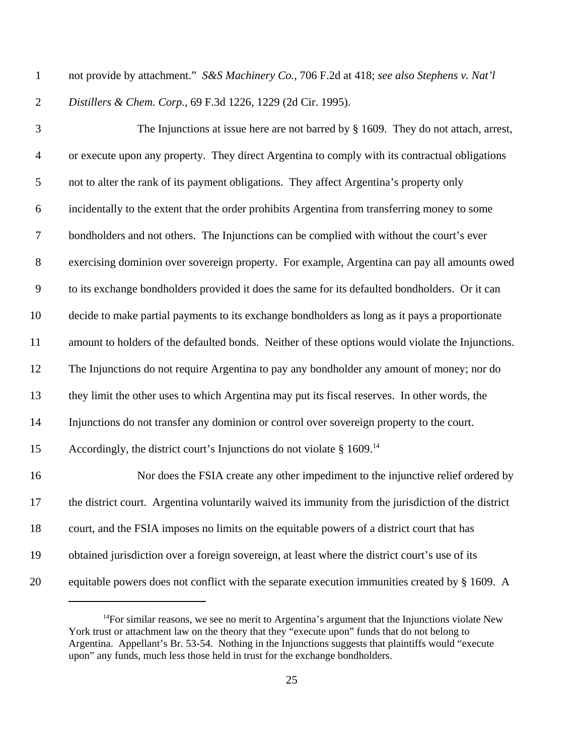not provide by attachment." *S&S Machinery Co.*, 706 F.2d at 418; *see also Stephens v. Nat'l Distillers & Chem. Corp.*, 69 F.3d 1226, 1229 (2d Cir. 1995).

The Injunctions at issue here are not barred by § 1609. They do not attach, arrest, or execute upon any property. They direct Argentina to comply with its contractual obligations not to alter the rank of its payment obligations. They affect Argentina's property only incidentally to the extent that the order prohibits Argentina from transferring money to some bondholders and not others. The Injunctions can be complied with without the court's ever exercising dominion over sovereign property. For example, Argentina can pay all amounts owed to its exchange bondholders provided it does the same for its defaulted bondholders. Or it can decide to make partial payments to its exchange bondholders as long as it pays a proportionate amount to holders of the defaulted bonds. Neither of these options would violate the Injunctions. The Injunctions do not require Argentina to pay any bondholder any amount of money; nor do they limit the other uses to which Argentina may put its fiscal reserves. In other words, the Injunctions do not transfer any dominion or control over sovereign property to the court. Accordingly, the district court's Injunctions do not violate § 1609.[14]

Nor does the FSIA create any other impediment to the injunctive relief ordered by the district court. Argentina voluntarily waived its immunity from the jurisdiction of the district court, and the FSIA imposes no limits on the equitable powers of a district court that has obtained jurisdiction over a foreign sovereign, at least where the district court's use of its equitable powers does not conflict with the separate execution immunities created by § 1609. A

[14] For similar reasons, we see no merit to Argentina's argument that the Injunctions violate New York trust or attachment law on the theory that they "execute upon" funds that do not belong to Argentina. Appellant's Br. 53-54. Nothing in the Injunctions suggests that plaintiffs would "execute upon" any funds, much less those held in trust for the exchange bondholders.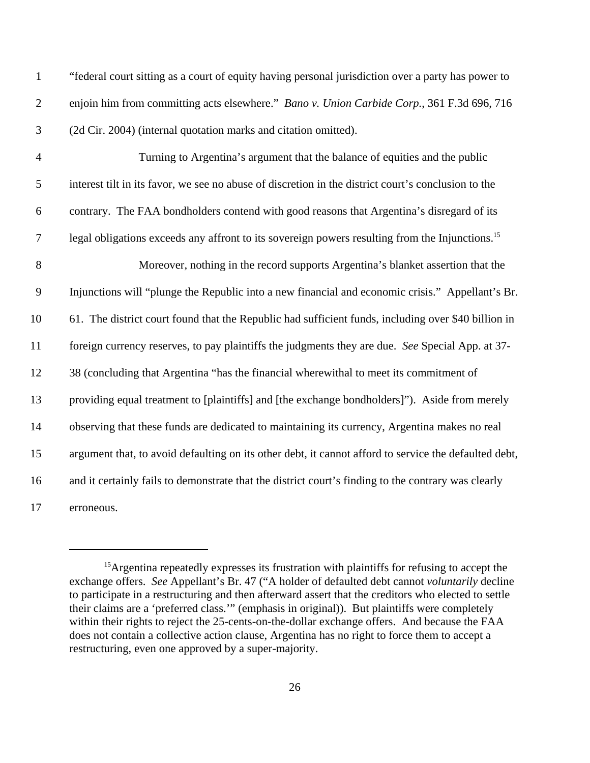"federal court sitting as a court of equity having personal jurisdiction over a party has power to enjoin him from committing acts elsewhere." *Bano v. Union Carbide Corp.*, 361 F.3d 696, 716 (2d Cir. 2004) (internal quotation marks and citation omitted).

Turning to Argentina's argument that the balance of equities and the public interest tilt in its favor, we see no abuse of discretion in the district court's conclusion to the contrary. The FAA bondholders contend with good reasons that Argentina's disregard of its legal obligations exceeds any affront to its sovereign powers resulting from the Injunctions.[15]

Moreover, nothing in the record supports Argentina's blanket assertion that the Injunctions will "plunge the Republic into a new financial and economic crisis." Appellant's Br. 61. The district court found that the Republic had sufficient funds, including over $40 billion in foreign currency reserves, to pay plaintiffs the judgments they are due. *See* Special App. at 37-38 (concluding that Argentina "has the financial wherewithal to meet its commitment of providing equal treatment to [plaintiffs] and [the exchange bondholders]"). Aside from merely observing that these funds are dedicated to maintaining its currency, Argentina makes no real argument that, to avoid defaulting on its other debt, it cannot afford to service the defaulted debt, and it certainly fails to demonstrate that the district court's finding to the contrary was clearly erroneous.

---

[15] Argentina repeatedly expresses its frustration with plaintiffs for refusing to accept the exchange offers. *See* Appellant's Br. 47 ("A holder of defaulted debt cannot *voluntarily* decline to participate in a restructuring and then afterward assert that the creditors who elected to settle their claims are a 'preferred class.'" (emphasis in original)). But plaintiffs were completely within their rights to reject the 25-cents-on-the-dollar exchange offers. And because the FAA does not contain a collective action clause, Argentina has no right to force them to accept a restructuring, even one approved by a super-majority.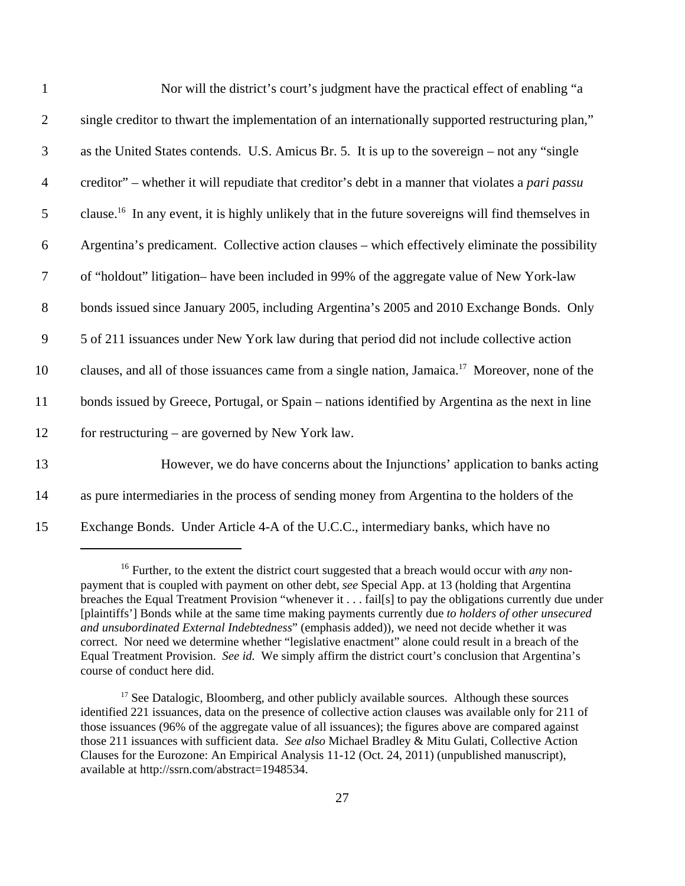Nor will the district's court's judgment have the practical effect of enabling "a single creditor to thwart the implementation of an internationally supported restructuring plan," as the United States contends. U.S. Amicus Br. 5. It is up to the sovereign – not any "single creditor" – whether it will repudiate that creditor's debt in a manner that violates a *pari passu* clause.[16] In any event, it is highly unlikely that in the future sovereigns will find themselves in Argentina's predicament. Collective action clauses – which effectively eliminate the possibility of "holdout" litigation– have been included in 99% of the aggregate value of New York-law bonds issued since January 2005, including Argentina's 2005 and 2010 Exchange Bonds. Only 5 of 211 issuances under New York law during that period did not include collective action clauses, and all of those issuances came from a single nation, Jamaica.[17] Moreover, none of the bonds issued by Greece, Portugal, or Spain – nations identified by Argentina as the next in line for restructuring – are governed by New York law.

However, we do have concerns about the Injunctions' application to banks acting as pure intermediaries in the process of sending money from Argentina to the holders of the Exchange Bonds. Under Article 4-A of the U.C.C., intermediary banks, which have no

---

[16] Further, to the extent the district court suggested that a breach would occur with *any* non-payment that is coupled with payment on other debt, *see* Special App. at 13 (holding that Argentina breaches the Equal Treatment Provision "whenever it . . . fail[s] to pay the obligations currently due under [plaintiffs'] Bonds while at the same time making payments currently due *to holders of other unsecured and unsubordinated External Indebtedness*" (emphasis added)), we need not decide whether it was correct. Nor need we determine whether "legislative enactment" alone could result in a breach of the Equal Treatment Provision. *See id.* We simply affirm the district court's conclusion that Argentina's course of conduct here did.

[17] See Datalogic, Bloomberg, and other publicly available sources. Although these sources identified 221 issuances, data on the presence of collective action clauses was available only for 211 of those issuances (96% of the aggregate value of all issuances); the figures above are compared against those 211 issuances with sufficient data. *See also* Michael Bradley & Mitu Gulati, Collective Action Clauses for the Eurozone: An Empirical Analysis 11-12 (Oct. 24, 2011) (unpublished manuscript), available at http://ssrn.com/abstract=1948534.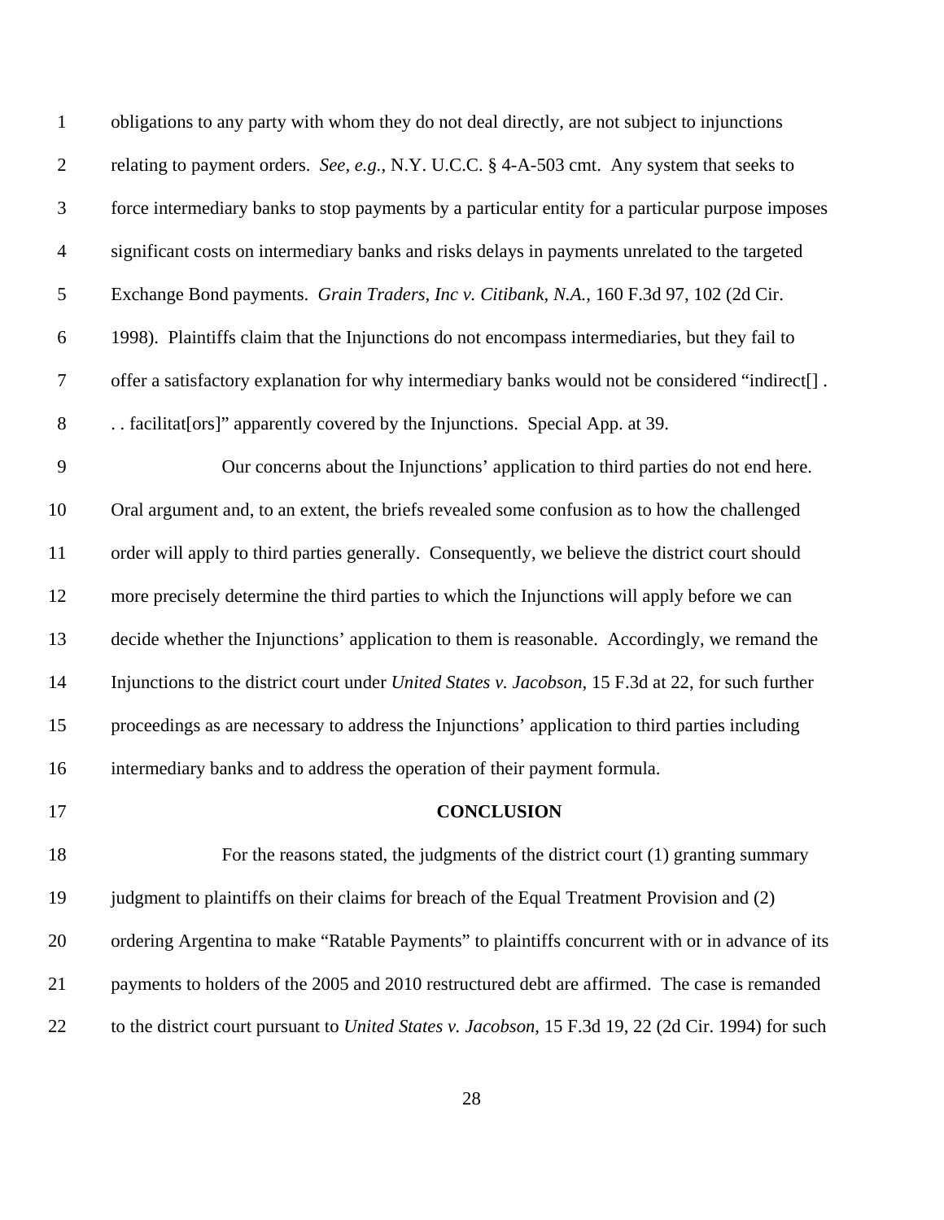obligations to any party with whom they do not deal directly, are not subject to injunctions relating to payment orders. *See, e.g.*, N.Y. U.C.C. § 4-A-503 cmt. Any system that seeks to force intermediary banks to stop payments by a particular entity for a particular purpose imposes significant costs on intermediary banks and risks delays in payments unrelated to the targeted Exchange Bond payments. *Grain Traders, Inc v. Citibank, N.A.*, 160 F.3d 97, 102 (2d Cir. 1998). Plaintiffs claim that the Injunctions do not encompass intermediaries, but they fail to offer a satisfactory explanation for why intermediary banks would not be considered "indirect[] . . . facilitat[ors]" apparently covered by the Injunctions. Special App. at 39.

Our concerns about the Injunctions' application to third parties do not end here. Oral argument and, to an extent, the briefs revealed some confusion as to how the challenged order will apply to third parties generally. Consequently, we believe the district court should more precisely determine the third parties to which the Injunctions will apply before we can decide whether the Injunctions' application to them is reasonable. Accordingly, we remand the Injunctions to the district court under *United States v. Jacobson*, 15 F.3d at 22, for such further proceedings as are necessary to address the Injunctions' application to third parties including intermediary banks and to address the operation of their payment formula.

## CONCLUSION

For the reasons stated, the judgments of the district court (1) granting summary judgment to plaintiffs on their claims for breach of the Equal Treatment Provision and (2) ordering Argentina to make "Ratable Payments" to plaintiffs concurrent with or in advance of its payments to holders of the 2005 and 2010 restructured debt are affirmed. The case is remanded to the district court pursuant to *United States v. Jacobson*, 15 F.3d 19, 22 (2d Cir. 1994) for such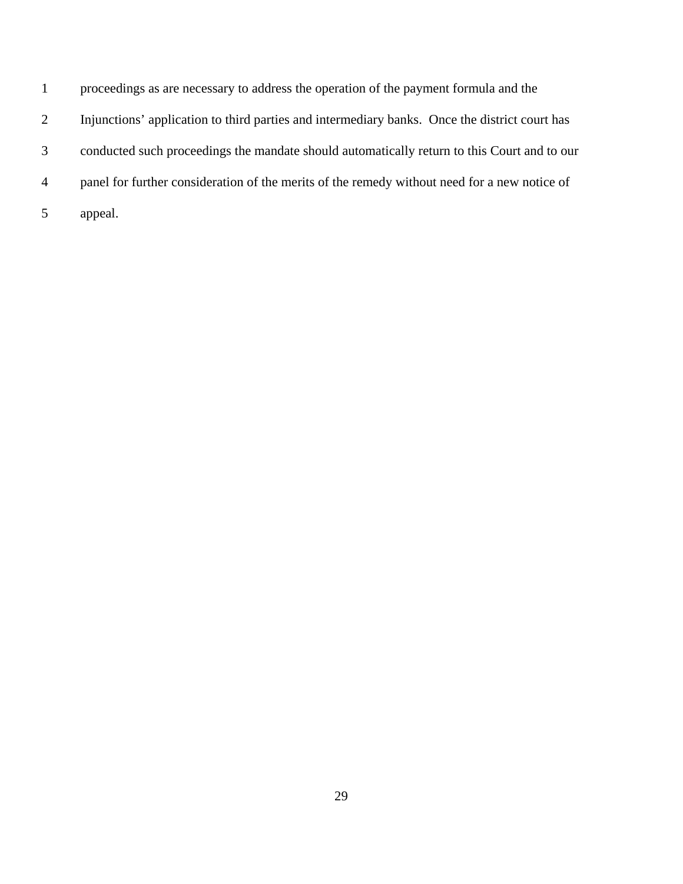proceedings as are necessary to address the operation of the payment formula and the Injunctions' application to third parties and intermediary banks. Once the district court has conducted such proceedings the mandate should automatically return to this Court and to our panel for further consideration of the merits of the remedy without need for a new notice of appeal.